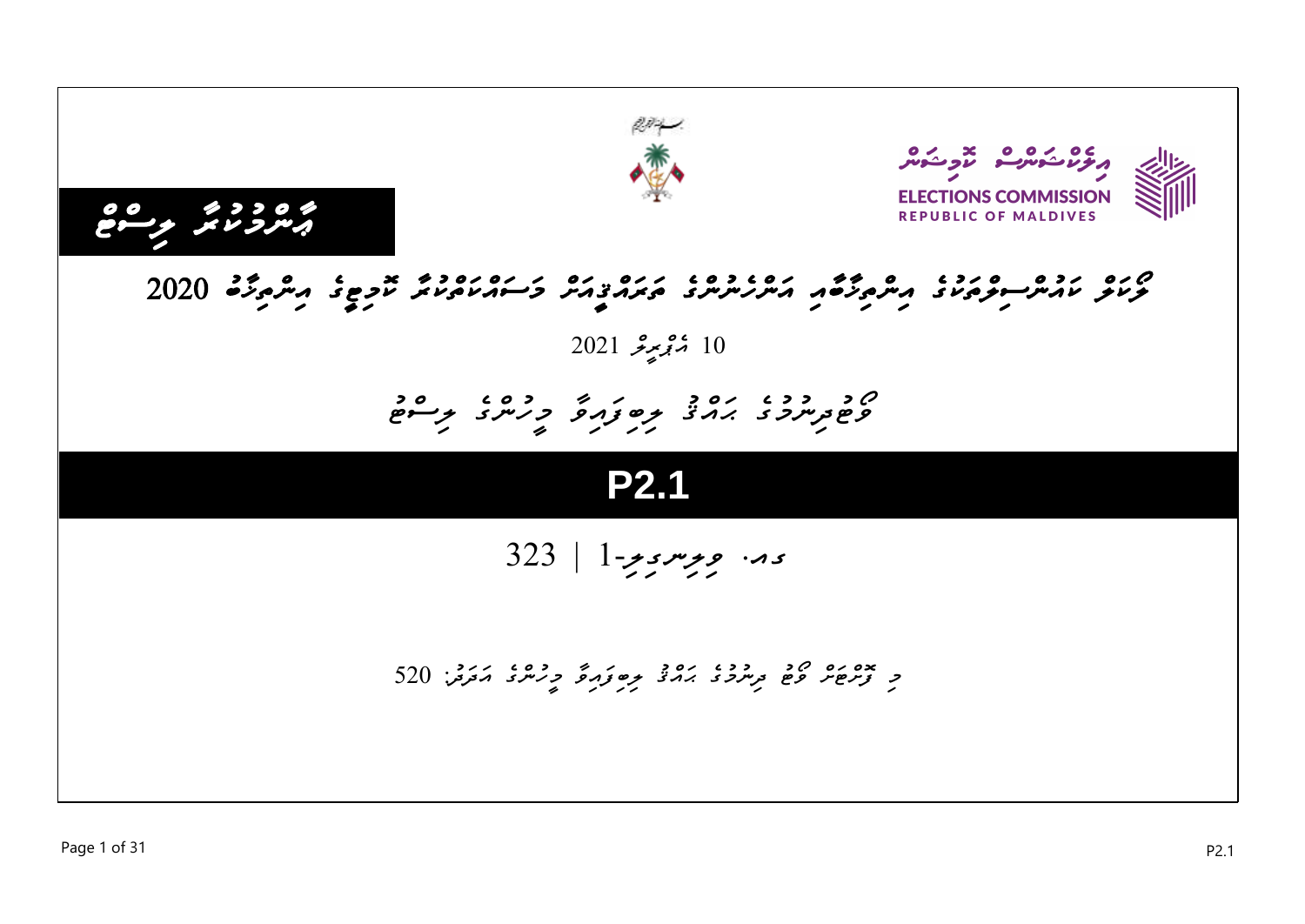ELECTIONS COMMISSION
REPUBLIC OF MALDIVES

އިލެކްޝަންސް ކޮމިޝަން

އަންނުވެރި ލިސްޓު

# ލޯކަލް ކައުންސިލްތަކުގެ އިންތިޚާބާއި އަންހެނުންގެ ތަރައްޤީއަށް މަސައްކަތްކުރާ ކޮމިޓީގެ އިންތިޚާބު 2020

10 އޮގަސްޓް 2021

ވޯޓުދިނުމުގެ ހައްޤު ލިބިފައިވާ މީހުންގެ ލިސްޓު

# P2.1

ގއ. ވިލިނގިލި-1 | 323

މި ފޮތުގައި ވޯޓު ދިނުމުގެ ހައްޤު ލިބިފައިވާ މީހުންގެ އަދަދު: 520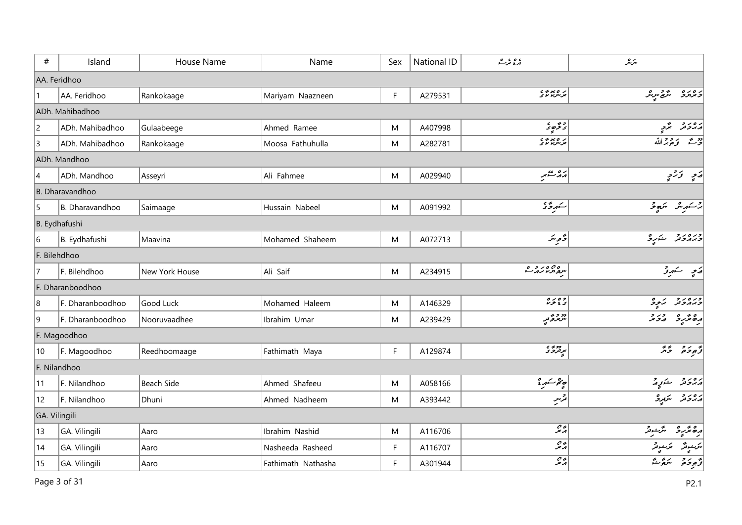| # | Island | House Name | Name | Sex | National ID | ދާއިރާ | ނަން |
|---|---|---|---|---|---|---|---|
| AA. Feridhoo | | | | | | | |
| 1 | AA. Feridhoo | Rankokaage | Mariyam Naazneen | F | A279531 | ރަންކޮކާގެ | މަރިޔަމް ނާޒްނީން |
| ADh. Mahibadhoo | | | | | | | |
| 2 | ADh. Mahibadhoo | Gulaabeege | Ahmed Ramee | M | A407998 | ގުލާބީގެ | އަޙްމަދު ރާމީ |
| 3 | ADh. Mahibadhoo | Rankokaage | Moosa Fathuhulla | M | A282781 | ރަންކޮކާގެ | މޫސާ ފަތުހުﷲ |
| ADh. Mandhoo | | | | | | | |
| 4 | ADh. Mandhoo | Asseyri | Ali Fahmee | M | A029940 | އައްސޭރި | އަލީ ފަހުމީ |
| B. Dharavandhoo | | | | | | | |
| 5 | B. Dharavandhoo | Saimaage | Hussain Nabeel | M | A091992 | ސައިމާގެ | ހުސައިން ނަބީލް |
| B. Eydhafushi | | | | | | | |
| 6 | B. Eydhafushi | Maavina | Mohamed Shaheem | M | A072713 | މާވިނަ | މުޙައްމަދު ޝަހީމް |
| F. Bilehdhoo | | | | | | | |
| 7 | F. Bilehdhoo | New York House | Ali Saif | M | A234915 | ނިއުޔޯކްހައުސް | އަލީ ސައިފް |
| F. Dharanboodhoo | | | | | | | |
| 8 | F. Dharanboodhoo | Good Luck | Mohamed Haleem | M | A146329 | ގުޑްލަކް | މުޙައްމަދު ހަލީމް |
| 9 | F. Dharanboodhoo | Nooruvaadhee | Ibrahim Umar | M | A239429 | ނޫރުވާދީ | އިބްރާހީމް އުމަރު |
| F. Magoodhoo | | | | | | | |
| 10 | F. Magoodhoo | Reedhoomaage | Fathimath Maya | F | A129874 | ރީދޫމާގެ | ފާތިމަތު މާޔާ |
| F. Nilandhoo | | | | | | | |
| 11 | F. Nilandhoo | Beach Side | Ahmed Shafeeu | M | A058166 | ބީޗްސައިޑް | އަޙްމަދު ޝަފީއު |
| 12 | F. Nilandhoo | Dhuni | Ahmed Nadheem | M | A393442 | ދުނި | އަޙްމަދު ނަދީމް |
| GA. Vilingili | | | | | | | |
| 13 | GA. Vilingili | Aaro | Ibrahim Nashid | M | A116706 | އާރო | އިބްރާހީމް ނާޝިދު |
| 14 | GA. Vilingili | Aaro | Nasheeda Rasheed | F | A116707 | އާރო | ނަޝީދާ ރަޝީދު |
| 15 | GA. Vilingili | Aaro | Fathimath Nathasha | F | A301944 | އާރო | ފާތިމަތު ނަތާޝާ |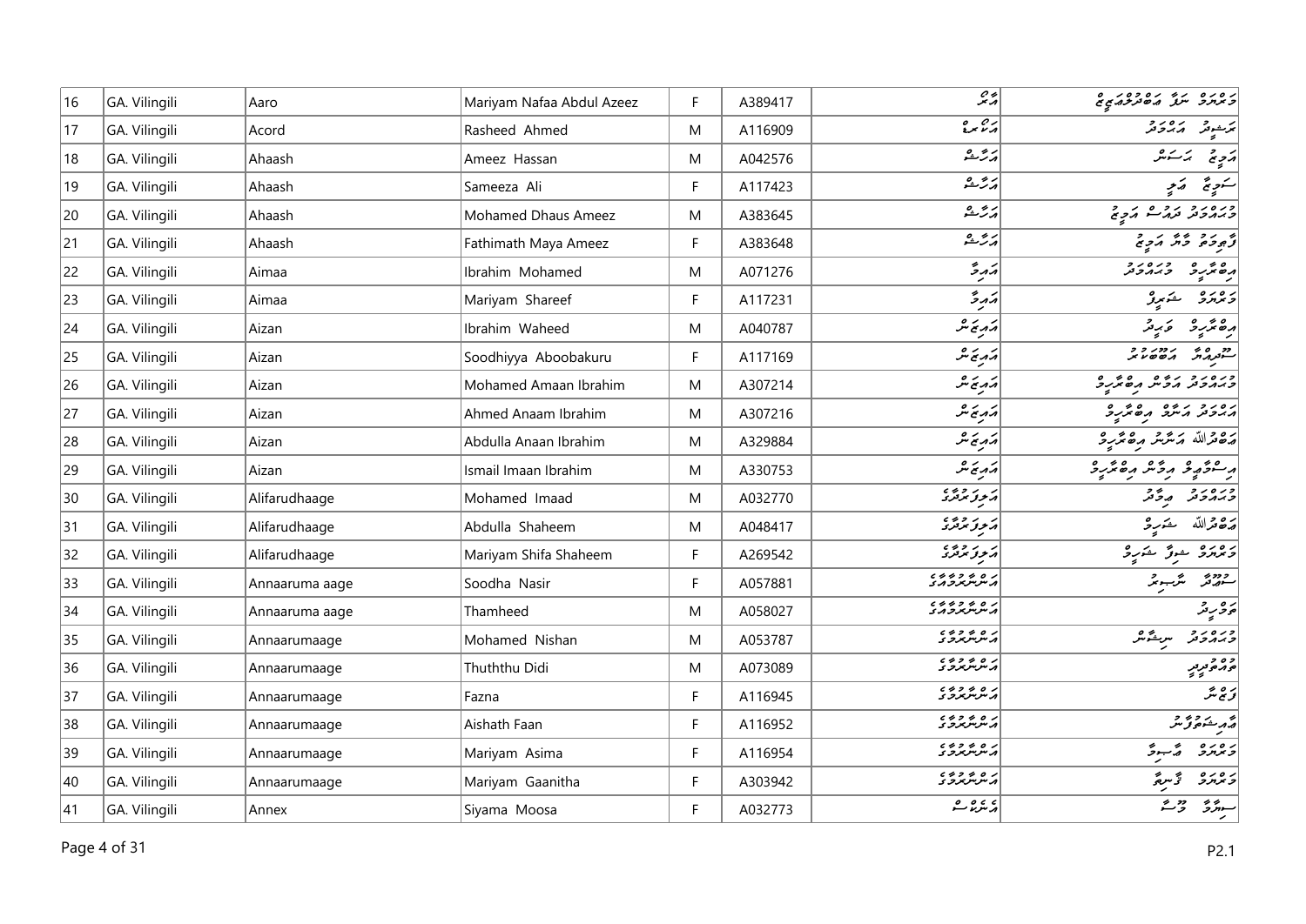| 16 | GA. Vilingili | Aaro | Mariyam Nafaa Abdul Azeez | F | A389417 | އާރޯ | މަރިޔަމް ނަފާ އަބްދުލްއަޒީޒް |
|---|---|---|---|---|---|---|---|
| 17 | GA. Vilingili | Acord | Rasheed Ahmed | M | A116909 | އެކޯޑް | ރަޝީދު އަހުމަދު |
| 18 | GA. Vilingili | Ahaash | Ameez Hassan | M | A042576 | އަހާށް | އަމީޒް ހަސަން |
| 19 | GA. Vilingili | Ahaash | Sameeza Ali | F | A117423 | އަހާށް | ސަމީޒާ އަލި |
| 20 | GA. Vilingili | Ahaash | Mohamed Dhaus Ameez | M | A383645 | އަހާށް | މުހައްމަދު ދައުސް އަމީޒް |
| 21 | GA. Vilingili | Ahaash | Fathimath Maya Ameez | F | A383648 | އަހާށް | ފާތިމަތު މާޔާ އަމީޒް |
| 22 | GA. Vilingili | Aimaa | Ibrahim Mohamed | M | A071276 | އައިމާ | އިބްރާހިމް މުހައްމަދު |
| 23 | GA. Vilingili | Aimaa | Mariyam Shareef | F | A117231 | އައިމާ | މަރިޔަމް ޝަރީފް |
| 24 | GA. Vilingili | Aizan | Ibrahim Waheed | M | A040787 | އައިޒަން | އިބްރާހިމް ވަޙީދު |
| 25 | GA. Vilingili | Aizan | Soodhiyya Aboobakuru | F | A117169 | އައިޒަން | ސޫދިއްޔާ އަބޫބަކުރު |
| 26 | GA. Vilingili | Aizan | Mohamed Amaan Ibrahim | M | A307214 | އައިޒަން | މުހައްމަދު އަމާން އިބްރާހިމް |
| 27 | GA. Vilingili | Aizan | Ahmed Anaam Ibrahim | M | A307216 | އައިޒަން | އަހުމަދު އަނާމް އިބްރާހިމް |
| 28 | GA. Vilingili | Aizan | Abdulla Anaan Ibrahim | M | A329884 | އައިޒަން | އަބްދުﷲ އަނާން އިބްރާހިމް |
| 29 | GA. Vilingili | Aizan | Ismail Imaan Ibrahim | M | A330753 | އައިޒަން | އިސްމާޢީލް އީމާން އިބްރާހިމް |
| 30 | GA. Vilingili | Alifarudhaage | Mohamed Imaad | M | A032770 | އަލިފަރުދާގެ | މުހައްމަދު އިމާދު |
| 31 | GA. Vilingili | Alifarudhaage | Abdulla Shaheem | M | A048417 | އަލިފަރުދާގެ | އަބްދުﷲ ޝަހީމް |
| 32 | GA. Vilingili | Alifarudhaage | Mariyam Shifa Shaheem | F | A269542 | އަލިފަރުދާގެ | މަރިޔަމް ޝިފާ ޝަހީމް |
| 33 | GA. Vilingili | Annaaruma aage | Soodha Nasir | F | A057881 | އަންނާރުމާއާގެ | ސޫދާ ނާސިރު |
| 34 | GA. Vilingili | Annaaruma aage | Thamheed | M | A058027 | އަންނާރުމާއާގެ | ތަމްހީދު |
| 35 | GA. Vilingili | Annaarumaage | Mohamed Nishan | M | A053787 | އަންނާރުމާގެ | މުހައްމަދު ނިޝާން |
| 36 | GA. Vilingili | Annaarumaage | Thuththu Didi | M | A073089 | އަންނާރުމާގެ | ތުއްތުދީދީ |
| 37 | GA. Vilingili | Annaarumaage | Fazna | F | A116945 | އަންނާރުމާގެ | ފަޒްނާ |
| 38 | GA. Vilingili | Annaarumaage | Aishath Faan | F | A116952 | އަންނާރުމާގެ | އައިޝަތުފާން |
| 39 | GA. Vilingili | Annaarumaage | Mariyam Asima | F | A116954 | އަންނާރުމާގެ | މަރިޔަމް އާސިމާ |
| 40 | GA. Vilingili | Annaarumaage | Mariyam Gaanitha | F | A303942 | އަންނާރުމާގެ | މަރިޔަމް ގާނިތާ |
| 41 | GA. Vilingili | Annex | Siyama Moosa | F | A032773 | އެނެކްސް | ސިޔާމާ މޫސާ |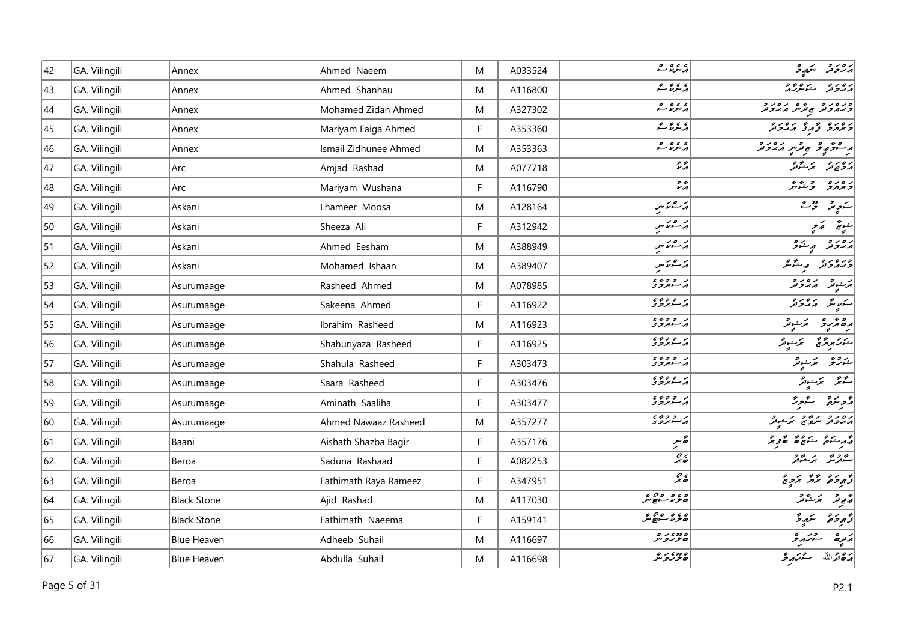| 42 | GA. Vilingili | Annex | Ahmed Naeem | M | A033524 | އެނެކްސް | އަހުމަދު ނަޢީމް |
|---|---|---|---|---|---|---|---|
| 43 | GA. Vilingili | Annex | Ahmed Shanhau | M | A116800 | އެނެކްސް | އަހުމަދު ޝަންހައު |
| 44 | GA. Vilingili | Annex | Mohamed Zidan Ahmed | M | A327302 | އެނެކްސް | މުޙައްމަދު ޒިދާން އަޙްމަދު |
| 45 | GA. Vilingili | Annex | Mariyam Faiga Ahmed | F | A353360 | އެނެކްސް | މަރިޔަމް ފާއިގާ އަޙްމަދު |
| 46 | GA. Vilingili | Annex | Ismail Zidhunee Ahmed | M | A353363 | އެނެކްސް | އިސްމާޢީލް ޒިދުނީ އަޙްމަދު |
| 47 | GA. Vilingili | Arc | Amjad Rashad | M | A077718 | އާކް | އަމްޖަދު ރަޝާދު |
| 48 | GA. Vilingili | Arc | Mariyam Wushana | F | A116790 | އާކް | މަރިޔަމް ވުޝާނާ |
| 49 | GA. Vilingili | Askani | Lhameer Moosa | M | A128164 | އަސްކަނި | ޅަމީރު މޫސާ |
| 50 | GA. Vilingili | Askani | Sheeza Ali | F | A312942 | އަސްކަނި | ޝީޒާ ޢަލީ |
| 51 | GA. Vilingili | Askani | Ahmed Eesham | M | A388949 | އަސްކަނި | އަޙްމަދު އީޝަމް |
| 52 | GA. Vilingili | Askani | Mohamed Ishaan | M | A389407 | އަސްކަނި | މުޙައްމަދު އިޝާން |
| 53 | GA. Vilingili | Asurumaage | Rasheed Ahmed | M | A078985 | އަސުރުމާގެ | ރަޝީދު އަޙްމަދު |
| 54 | GA. Vilingili | Asurumaage | Sakeena Ahmed | F | A116922 | އަސުރުމާގެ | ސަކީނާ އަޙްމަދު |
| 55 | GA. Vilingili | Asurumaage | Ibrahim Rasheed | M | A116923 | އަސުރުމާގެ | އިބްރާހީމް ރަޝީދު |
| 56 | GA. Vilingili | Asurumaage | Shahuriyaza Rasheed | F | A116925 | އަސުރުމާގެ | ޝަހުރިޔާޒާ ރަޝީދު |
| 57 | GA. Vilingili | Asurumaage | Shahula Rasheed | F | A303473 | އަސުރުމާގެ | ޝަހުލާ ރަޝީދު |
| 58 | GA. Vilingili | Asurumaage | Saara Rasheed | F | A303476 | އަސުރުމާގެ | ސާރާ ރަޝީދު |
| 59 | GA. Vilingili | Asurumaage | Aminath Saaliha | F | A303477 | އަސުރުމާގެ | އާމިނަތު ސާލިހާ |
| 60 | GA. Vilingili | Asurumaage | Ahmed Nawaaz Rasheed | M | A357277 | އަސުރުމާގެ | އަޙްމަދު ނަވާޒް ރަޝީދު |
| 61 | GA. Vilingili | Baani | Aishath Shazba Bagir | F | A357176 | ބާނި | އައިޝަތު ޝަޒްބާ ބާގިރު |
| 62 | GA. Vilingili | Beroa | Saduna Rashaad | F | A082253 | ބެރޯ | ސަދުނާ ރަޝާދު |
| 63 | GA. Vilingili | Beroa | Fathimath Raya Rameez | F | A347951 | ބެރޯ | ފާތިމަތު ރާޔާ ރަމީޒު |
| 64 | GA. Vilingili | Black Stone | Ajid Rashad | M | A117030 | ބްލެކް ސްޓޯން | އާޖިދު ރަޝާދު |
| 65 | GA. Vilingili | Black Stone | Fathimath Naeema | F | A159141 | ބްލެކް ސްޓޯން | ފާތިމަތު ނަޢީމާ |
| 66 | GA. Vilingili | Blue Heaven | Adheeb Suhail | M | A116697 | ބްލޫހެވަން | އަދީބު ސުހައިލް |
| 67 | GA. Vilingili | Blue Heaven | Abdulla Suhail | M | A116698 | ބްލޫހެވަން | އަބްދުﷲ ސުހައިލް |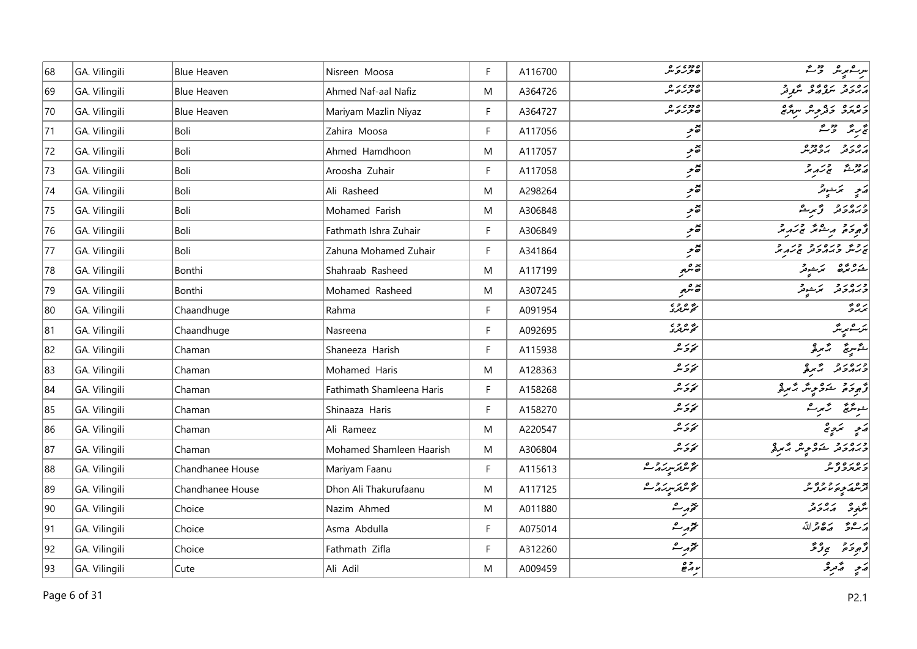| 68 | GA. Vilingili | Blue Heaven | Nisreen Moosa | F | A116700 | ބުލޫހެވަން | ނިސްރީން މޫސާ |
|---|---|---|---|---|---|---|---|
| 69 | GA. Vilingili | Blue Heaven | Ahmed Naf-aal Nafiz | M | A364726 | ބުލޫހެވަން | އަޙްމަދު ނަފްއާލް ނާފިޒު |
| 70 | GA. Vilingili | Blue Heaven | Mariyam Mazlin Niyaz | F | A364727 | ބުލޫހެވަން | މަރިޔަމް މަޒްލިން ނިޔާޒް |
| 71 | GA. Vilingili | Boli | Zahira Moosa | F | A117056 | ބޮލި | ޒާހިރާ މޫސާ |
| 72 | GA. Vilingili | Boli | Ahmed Hamdhoon | M | A117057 | ބޮލި | އަޙްމަދު ހަމްދޫން |
| 73 | GA. Vilingili | Boli | Aroosha Zuhair | F | A117058 | ބޮލި | އަރޫޝާ ޒުހައިރު |
| 74 | GA. Vilingili | Boli | Ali Rasheed | M | A298264 | ބޮލި | އަލި ރަޝީދު |
| 75 | GA. Vilingili | Boli | Mohamed Farish | M | A306848 | ބޮލި | މުޙައްމަދު ފާރިޝް |
| 76 | GA. Vilingili | Boli | Fathmath Ishra Zuhair | F | A306849 | ބޮލި | ފާތިމަތު އިޝްރާ ޒުހައިރު |
| 77 | GA. Vilingili | Boli | Zahuna Mohamed Zuhair | F | A341864 | ބޮލި | ޒަހުނާ މުޙައްމަދު ޒުހައިރު |
| 78 | GA. Vilingili | Bonthi | Shahraab Rasheed | M | A117199 | ބޮންތި | ޝަހްރާބް ރަޝީދު |
| 79 | GA. Vilingili | Bonthi | Mohamed Rasheed | M | A307245 | ބޮންތި | މުޙައްމަދު ރަޝީދު |
| 80 | GA. Vilingili | Chaandhuge | Rahma | F | A091954 | ޗާނދުގެ | ރަޙްމާ |
| 81 | GA. Vilingili | Chaandhuge | Nasreena | F | A092695 | ޗާނދުގެ | ނަސްރީނާ |
| 82 | GA. Vilingili | Chaman | Shaneeza Harish | F | A115938 | ޗަމަން | ޝާނީޒާ ހާރިޝް |
| 83 | GA. Vilingili | Chaman | Mohamed Haris | M | A128363 | ޗަމަން | މުޙައްމަދު ހާރިސް |
| 84 | GA. Vilingili | Chaman | Fathimath Shamleena Haris | F | A158268 | ޗަމަން | ފާތިމަތު ޝަމްލީނާ ހާރިސް |
| 85 | GA. Vilingili | Chaman | Shinaaza Haris | F | A158270 | ޗަމަން | ޝިނާޒާ ހާރިސް |
| 86 | GA. Vilingili | Chaman | Ali Rameez | M | A220547 | ޗަމަން | އަލި ރަމީޒް |
| 87 | GA. Vilingili | Chaman | Mohamed Shamleen Haarish | M | A306804 | ޗަމަން | މުޙައްމަދު ޝަމްލީން ހާރިޝް |
| 88 | GA. Vilingili | Chandhanee House | Mariyam Faanu | F | A115613 | ޗަންދަނީހައުސް | މަރިޔަމް ފާނު |
| 89 | GA. Vilingili | Chandhanee House | Dhon Ali Thakurufaanu | M | A117125 | ޗަންދަނީހައުސް | ދޮންއަލި ތަކުރުފާނު |
| 90 | GA. Vilingili | Choice | Nazim Ahmed | M | A011880 | ޗޮއިސް | ނާޒިމް އަޙްމަދު |
| 91 | GA. Vilingili | Choice | Asma Abdulla | F | A075014 | ޗޮއިސް | އަސްމާ އަބްދުﷲ |
| 92 | GA. Vilingili | Choice | Fathmath Zifla | F | A312260 | ޗޮއިސް | ފާތިމަތު ޒިފްލާ |
| 93 | GA. Vilingili | Cute | Ali Adil | M | A009459 | ކިއުޓް | އަލި އާދިލް |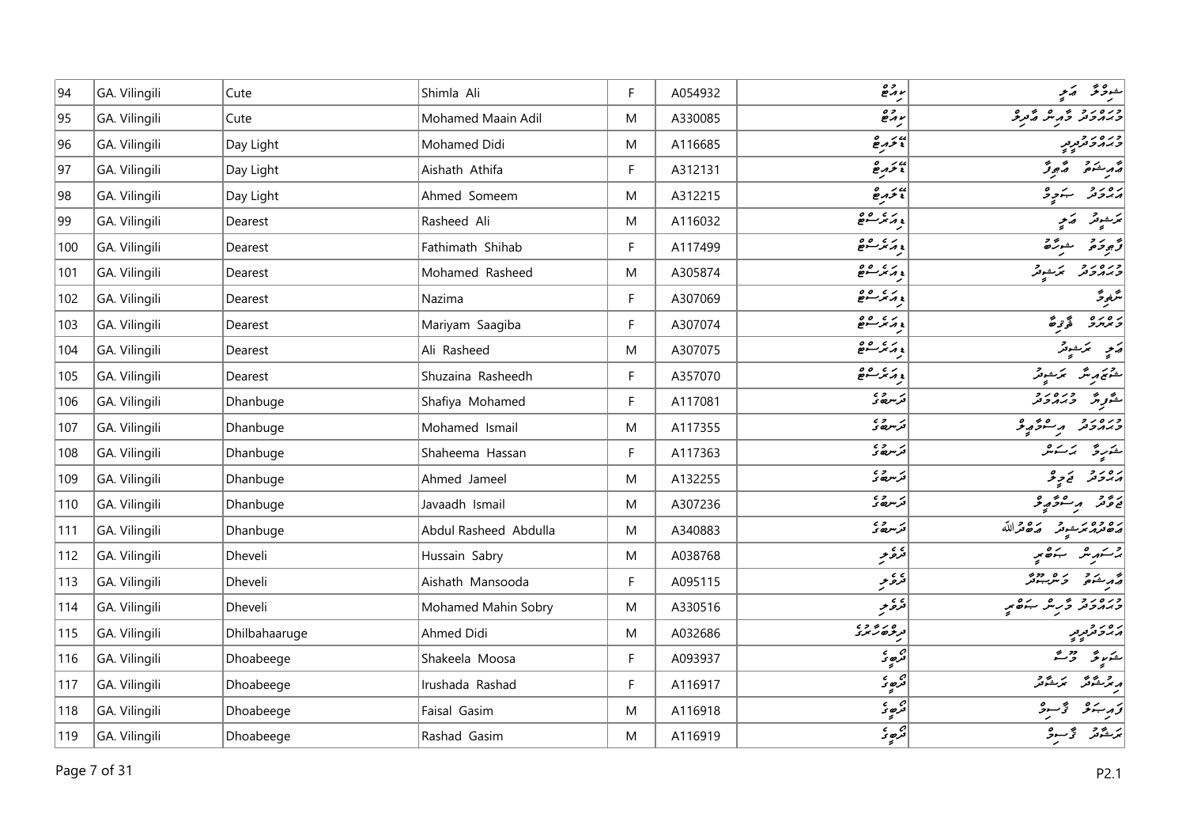| 94 | GA. Vilingili | Cute | Shimla Ali | F | A054932 | ކިއުޓް | ޝިމްލާ ޢަލީ |
|---|---|---|---|---|---|---|---|
| 95 | GA. Vilingili | Cute | Mohamed Maain Adil | M | A330085 | ކިއުޓް | މުޙައްމަދު މާއިން އާދިލް |
| 96 | GA. Vilingili | Day Light | Mohamed Didi | M | A116685 | ޑޭލައިޓް | މުޙައްމަދުދީދީ |
| 97 | GA. Vilingili | Day Light | Aishath Athifa | F | A312131 | ޑޭލައިޓް | ޢާއިޝަތު އާތިފާ |
| 98 | GA. Vilingili | Day Light | Ahmed Someem | M | A312215 | ޑޭލައިޓް | އަޙްމަދު ސަމީމް |
| 99 | GA. Vilingili | Dearest | Rasheed Ali | M | A116032 | ޑިއަރެސްޓް | ރަޝީދު ޢަލީ |
| 100 | GA. Vilingili | Dearest | Fathimath Shihab | F | A117499 | ޑިއަރެސްޓް | ފާތިމަތު ޝިހާބު |
| 101 | GA. Vilingili | Dearest | Mohamed Rasheed | M | A305874 | ޑިއަރެސްޓް | މުޙައްމަދު ރަޝީދު |
| 102 | GA. Vilingili | Dearest | Nazima | F | A307069 | ޑިއަރެސްޓް | ނާޒިމާ |
| 103 | GA. Vilingili | Dearest | Mariyam Saagiba | F | A307074 | ޑިއަރެސްޓް | މަރިޔަމް ޡާޤިބާ |
| 104 | GA. Vilingili | Dearest | Ali Rasheed | M | A307075 | ޑިއަރެސްޓް | ޢަލީ ރަޝީދު |
| 105 | GA. Vilingili | Dearest | Shuzaina Rasheedh | F | A357070 | ޑިއަރެސްޓް | ޝުޒައިނާ ރަޝީދު |
| 106 | GA. Vilingili | Dhanbuge | Shafiya Mohamed | F | A117081 | ދަނބުގެ | ޝާފިޔާ މުޙައްމަދު |
| 107 | GA. Vilingili | Dhanbuge | Mohamed Ismail | M | A117355 | ދަނބުގެ | މުޙައްމަދު އިސްމާޢީލް |
| 108 | GA. Vilingili | Dhanbuge | Shaheema Hassan | F | A117363 | ދަނބުގެ | ޝަހީމާ ޙަސަން |
| 109 | GA. Vilingili | Dhanbuge | Ahmed Jameel | M | A132255 | ދަނބުގެ | އަޙްމަދު ޖަމީލް |
| 110 | GA. Vilingili | Dhanbuge | Javaadh Ismail | M | A307236 | ދަނބުގެ | ޖަވާދު އިސްމާޢީލް |
| 111 | GA. Vilingili | Dhanbuge | Abdul Rasheed Abdulla | M | A340883 | ދަނބުގެ | އަބްދުއްރަޝީދު އަބްދުﷲ |
| 112 | GA. Vilingili | Dheveli | Hussain Sabry | M | A038768 | ދެވެލި | ޙުސައިން ސަބްރީ |
| 113 | GA. Vilingili | Dheveli | Aishath Mansooda | F | A095115 | ދެވެލި | ޢާއިޝަތު މަންސޫދާ |
| 114 | GA. Vilingili | Dheveli | Mohamed Mahin Sobry | M | A330516 | ދެވެލި | މުޙައްމަދު މާހިން ޞަބްރީ |
| 115 | GA. Vilingili | Dhilbahaaruge | Ahmed Didi | M | A032686 | ދިލްބަހާރުގެ | އަޙްމަދުދީދީ |
| 116 | GA. Vilingili | Dhoabeege | Shakeela Moosa | F | A093937 | ދޯބީގެ | ޝަކީލާ މޫސާ |
| 117 | GA. Vilingili | Dhoabeege | Irushada Rashad | F | A116917 | ދޯބީގެ | އިރުޝާދާ ރަޝާދު |
| 118 | GA. Vilingili | Dhoabeege | Faisal Gasim | M | A116918 | ދޯބީގެ | ފައިސަލް ޤާސިމް |
| 119 | GA. Vilingili | Dhoabeege | Rashad Gasim | M | A116919 | ދޯބީގެ | ރަޝާދު ޤާސިމް |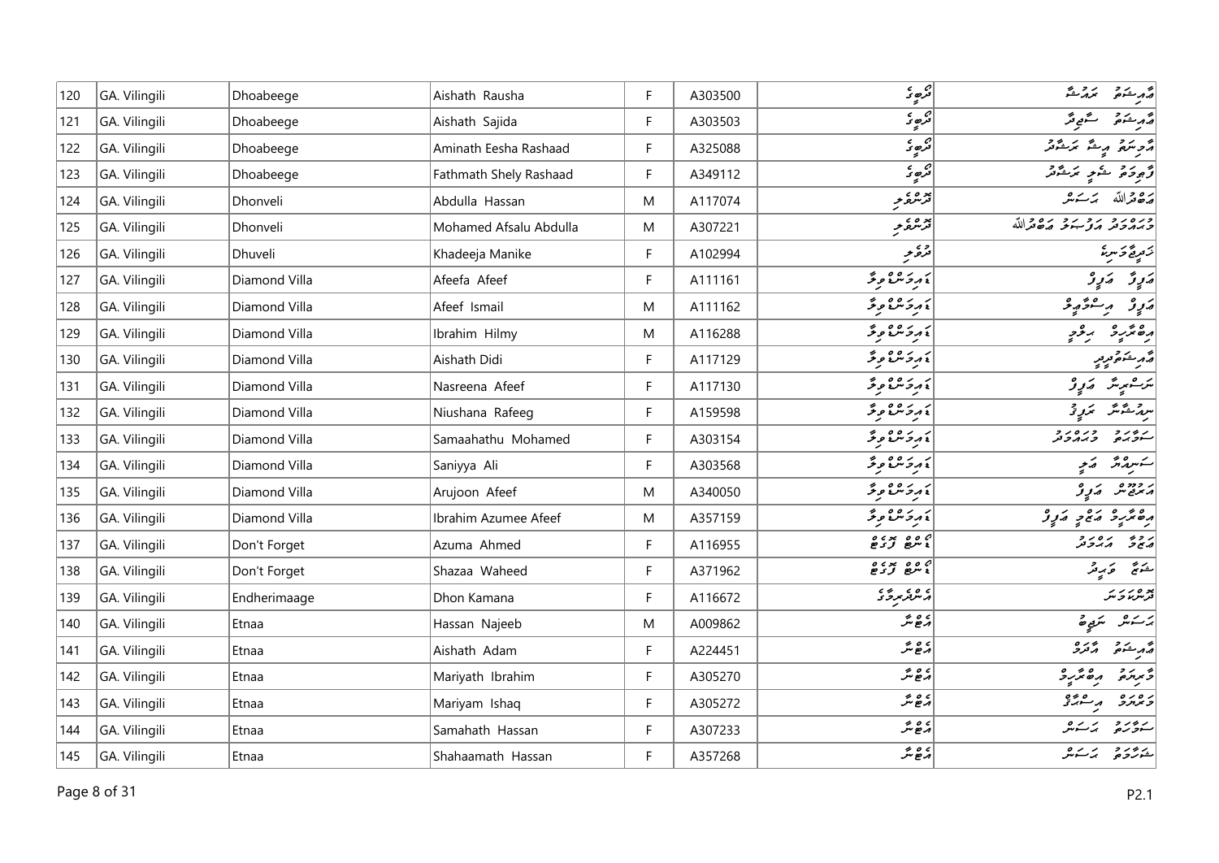| 120 | GA. Vilingili | Dhoabeege | Aishath Rausha | F | A303500 | ترھِ ي | ۀَرِ شَوَ تَرَرُ شَ |
|---|---|---|---|---|---|---|---|
| 121 | GA. Vilingili | Dhoabeege | Aishath Sajida | F | A303503 | ترھِ ي | ۀَرِ شَوَ سَّحِ قَرَ |
| 122 | GA. Vilingili | Dhoabeege | Aminath Eesha Rashaad | F | A325088 | ترھِ ي | ۀَ حِ سَرَ وَ رِ شَ تَرَ شَ قَرَ |
| 123 | GA. Vilingili | Dhoabeege | Fathmath Shely Rashaad | F | A349112 | ترھِ ي | تَرْجِ حَرِ شَ حِ تَرَ شَ قَرَ |
| 124 | GA. Vilingili | Dhonveli | Abdulla Hassan | M | A117074 | ترسْرِ و | ۀَ ھِ قَرْ اللّٰه بَرَ سَ سَرْ |
| 125 | GA. Vilingili | Dhonveli | Mohamed Afsalu Abdulla | M | A307221 | ترسْرِ و | وَبَرَ دَ وَ ۀَ وَ سَ وَ ۀَ ھِ قَرْ اللّٰه |
| 126 | GA. Vilingili | Dhuveli | Khadeeja Manike | F | A102994 | ترهِ و | زَ مِرِ قَ وَ سِرِ ءَ |
| 127 | GA. Vilingili | Diamond Villa | Afeefa Afeef | F | A111161 | ۀَ مِرِ وَ سْرَ ھِ وِ قَ | ۀَ وِ قَ ۀَ وِ قَ |
| 128 | GA. Vilingili | Diamond Villa | Afeef Ismail | M | A111162 | ۀَ مِرِ وَ سْرَ ھِ وِ قَ | ۀَ وِ قَ رِ سْ قَرَ مِ و |
| 129 | GA. Vilingili | Diamond Villa | Ibrahim Hilmy | M | A116288 | ۀَ مِرِ وَ سْرَ ھِ وِ قَ | رِ ھِ قَرْ رِ و بِرِ وِ وِ |
| 130 | GA. Vilingili | Diamond Villa | Aishath Didi | F | A117129 | ۀَ مِرِ وَ سْرَ ھِ وِ قَ | ۀَ رِ شَوَ تِرِ تِرِ |
| 131 | GA. Vilingili | Diamond Villa | Nasreena Afeef | F | A117130 | ۀَ مِرِ وَ سْرَ ھِ وِ قَ | سَرَ سْ بِرِ سْرَ ۀَ وِ قَ |
| 132 | GA. Vilingili | Diamond Villa | Niushana Rafeeg | F | A159598 | ۀَ مِرِ وَ سْرَ ھِ وِ قَ | سِرِ ۀَ شَ سْرَ بَرَ وِ قَ |
| 133 | GA. Vilingili | Diamond Villa | Samaahathu Mohamed | F | A303154 | ۀَ مِرِ وَ سْرَ ھِ وِ قَ | سَوَ بَرَ وَ وَبَرَ دَ وَ |
| 134 | GA. Vilingili | Diamond Villa | Saniyya Ali | F | A303568 | ۀَ مِرِ وَ سْرَ ھِ وِ قَ | سَ سِرِ ۀَ سْرَ ۀَ حِ |
| 135 | GA. Vilingili | Diamond Villa | Arujoon Afeef | M | A340050 | ۀَ مِرِ وَ سْرَ ھِ وِ قَ | ۀَ بَرَ قِ سْرَ ۀَ وِ قَ |
| 136 | GA. Vilingili | Diamond Villa | Ibrahim Azumee Afeef | M | A357159 | ۀَ مِرِ وَ سْرَ ھِ وِ قَ | رِ ھِ قَرْ رِ و ۀَ قِ حِ ۀَ وِ قَ |
| 137 | GA. Vilingili | Don't Forget | Azuma Ahmed | F | A116955 | ۀَ سْرَ ھِ وِ قَ ھِ | ۀَ قِ قَ ۀَ بَرَ دَ وَ |
| 138 | GA. Vilingili | Don't Forget | Shazaa Waheed | F | A371962 | ۀَ سْرَ ھِ وِ قَ ھِ | شَ قَ وَ بِرِ قَرْ |
| 139 | GA. Vilingili | Endherimaage | Dhon Kamana | F | A116672 | ۀَ سْرَ قَرْ بِرِ قَ ي | قَرْ سْرَ ۀَ وَ سَرْ |
| 140 | GA. Vilingili | Etnaa | Hassan Najeeb | M | A009862 | ۀَ ھِ سَّرْ | بَرَ سَ سَرْ سَرَ قِ ھِ |
| 141 | GA. Vilingili | Etnaa | Aishath Adam | F | A224451 | ۀَ ھِ سَّرْ | ۀَ رِ شَوَ ۀَ قَرَ وَ |
| 142 | GA. Vilingili | Etnaa | Mariyath Ibrahim | F | A305270 | ۀَ ھِ سَّرْ | وَ بِرِ ۀَ وَ رِ ھِ قَرْ رِ و |
| 143 | GA. Vilingili | Etnaa | Mariyam Ishaq | F | A305272 | ۀَ ھِ سَّرْ | وَ ھِ بِرَ وَ رِ سْ قَرْ تِ |
| 144 | GA. Vilingili | Etnaa | Samahath Hassan | F | A307233 | ۀَ ھِ سَّرْ | سَوَ بَرَ وَ بَرَ سَ سَرْ |
| 145 | GA. Vilingili | Etnaa | Shahaamath Hassan | F | A357268 | ۀَ ھِ سَّرْ | شَ وَ قَ وَ بَرَ سَ سَرْ |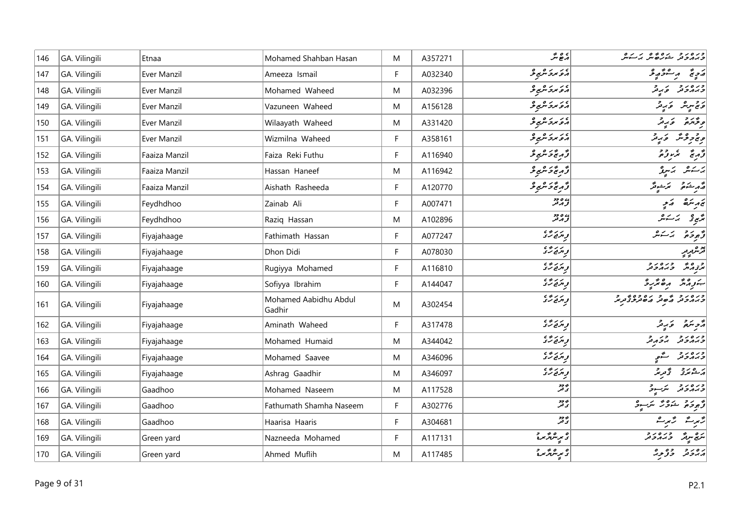| 146 | GA. Vilingili | Etnaa | Mohamed Shahban Hasan | M | A357271 | އެޓްނާ | މުހައްމަދު ޝަހްބާން ހަސަން |
|---|---|---|---|---|---|---|---|
| 147 | GA. Vilingili | Ever Manzil | Ameeza Ismail | F | A032340 | އެވަރމަންޒިލް | އަމީޒާ އިސްމާޢީލް |
| 148 | GA. Vilingili | Ever Manzil | Mohamed Waheed | M | A032396 | އެވަރމަންޒިލް | މުހައްމަދު ވަޙީދު |
| 149 | GA. Vilingili | Ever Manzil | Vazuneen Waheed | M | A156128 | އެވަރމަންޒިލް | ވަޒުނީން ވަޙީދު |
| 150 | GA. Vilingili | Ever Manzil | Wilaayath Waheed | M | A331420 | އެވަރމަންޒިލް | ވިލާޔަތު ވަޙީދު |
| 151 | GA. Vilingili | Ever Manzil | Wizmilna Waheed | F | A358161 | އެވަރމަންޒިލް | ވިޒްމިލްނާ ވަޙީދު |
| 152 | GA. Vilingili | Faaiza Manzil | Faiza Reki Futhu | F | A116940 | ފާއިޒާމަންޒިލް | ފާއިޒާ ރެކިފުތު |
| 153 | GA. Vilingili | Faaiza Manzil | Hassan Haneef | M | A116942 | ފާއިޒާމަންޒިލް | ހަސަން ހަނީފް |
| 154 | GA. Vilingili | Faaiza Manzil | Aishath Rasheeda | F | A120770 | ފާއިޒާމަންޒިލް | އާއިޝަތު ރަޝީދާ |
| 155 | GA. Vilingili | Feydhdhoo | Zainab Ali | F | A007471 | ފޭއްދޫ | ޒައިނަބު އަލި |
| 156 | GA. Vilingili | Feydhdhoo | Raziq Hassan | M | A102896 | ފޭއްދޫ | ރާޒިޤު ހަސަން |
| 157 | GA. Vilingili | Fiyajahaage | Fathimath Hassan | F | A077247 | ފިޔަޖަހާގެ | ފާތިމަތު ހަސަން |
| 158 | GA. Vilingili | Fiyajahaage | Dhon Didi | F | A078030 | ފިޔަޖަހާގެ | ދޮންދިދި |
| 159 | GA. Vilingili | Fiyajahaage | Rugiyya Mohamed | F | A116810 | ފިޔަޖަހާގެ | ރުގިއްޔާ މުހައްމަދު |
| 160 | GA. Vilingili | Fiyajahaage | Sofiyya Ibrahim | F | A144047 | ފިޔަޖަހާގެ | ސަފިއްޔާ އިބްރާހީމް |
| 161 | GA. Vilingili | Fiyajahaage | Mohamed Aabidhu Abdul Gadhir | M | A302454 | ފިޔަޖަހާގެ | މުހައްމަދު އާބިދު އަބްދުލްޤާދިރު |
| 162 | GA. Vilingili | Fiyajahaage | Aminath Waheed | F | A317478 | ފިޔަޖަހާގެ | އާމިނަތު ވަޙީދު |
| 163 | GA. Vilingili | Fiyajahaage | Mohamed Humaid | M | A344042 | ފިޔަޖަހާގެ | މުހައްމަދު ހުމައިދު |
| 164 | GA. Vilingili | Fiyajahaage | Mohamed Saavee | M | A346096 | ފިޔަޖަހާގެ | މުހައްމަދު ސާވީ |
| 165 | GA. Vilingili | Fiyajahaage | Ashrag Gaadhir | M | A346097 | ފިޔަޖަހާގެ | އަޝްރަގު ގާދިރު |
| 166 | GA. Vilingili | Gaadhoo | Mohamed Naseem | M | A117528 | ގާދޫ | މުހައްމަދު ނަސީމު |
| 167 | GA. Vilingili | Gaadhoo | Fathumath Shamha Naseem | F | A302776 | ގާދޫ | ފާތުމަތު ޝަމްހާ ނަސީމު |
| 168 | GA. Vilingili | Gaadhoo | Haarisa Haaris | F | A304681 | ގާދޫ | ހާރިސާ ހާރިސް |
| 169 | GA. Vilingili | Green yard | Nazneeda Mohamed | F | A117131 | ގްރީންޔާޑު | ނަޒްނީދާ މުހައްމަދު |
| 170 | GA. Vilingili | Green yard | Ahmed Muflih | M | A117485 | ގްރީންޔާޑު | އަހްމަދު މުފްލިހު |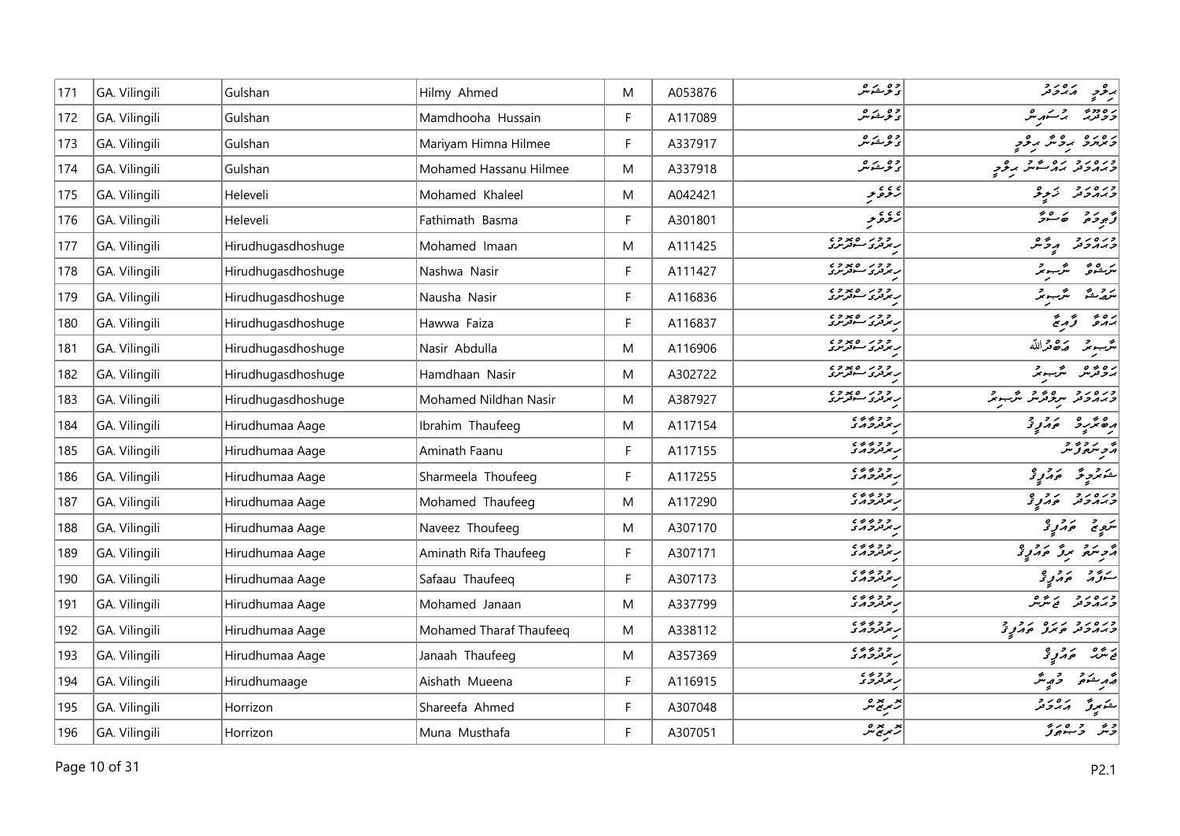| 171 | GA. Vilingili | Gulshan | Hilmy Ahmed | M | A053876 | ގުލްޝަން | ހިލްމީ އަޙްމަދު |
|---|---|---|---|---|---|---|---|
| 172 | GA. Vilingili | Gulshan | Mamdhooha Hussain | F | A117089 | ގުލްޝަން | މަމްދޫޙާ ޙުސައިން |
| 173 | GA. Vilingili | Gulshan | Mariyam Himna Hilmee | F | A337917 | ގުލްޝަން | މަރިޔަމް ހިމްނާ ހިލްމީ |
| 174 | GA. Vilingili | Gulshan | Mohamed Hassanu Hilmee | M | A337918 | ގުލްޝަން | މުޙައްމަދު ޙައްސާނު ހިލްމީ |
| 175 | GA. Vilingili | Heleveli | Mohamed Khaleel | M | A042421 | ހެލެވެލި | މުޙައްމަދު ޚަލީލް |
| 176 | GA. Vilingili | Heleveli | Fathimath Basma | F | A301801 | ހެލެވެލި | ފާތިމަތު ބަސްމާ |
| 177 | GA. Vilingili | Hirudhugasdhoshuge | Mohamed Imaan | M | A111425 | ހިރުދުގަސްދޮށުގެ | މުޙައްމަދު އީމާން |
| 178 | GA. Vilingili | Hirudhugasdhoshuge | Nashwa Nasir | F | A111427 | ހިރުދުގަސްދޮށުގެ | ނަޝްވާ ނާސިރު |
| 179 | GA. Vilingili | Hirudhugasdhoshuge | Nausha Nasir | F | A116836 | ހިރުދުގަސްދޮށުގެ | ނައުޝާ ނާސިރު |
| 180 | GA. Vilingili | Hirudhugasdhoshuge | Hawwa Faiza | F | A116837 | ހިރުދުގަސްދޮށުގެ | ޙައްވާ ފާއިޒާ |
| 181 | GA. Vilingili | Hirudhugasdhoshuge | Nasir Abdulla | M | A116906 | ހިރުދުގަސްދޮށުގެ | ނާސިރު އަބްދުﷲ |
| 182 | GA. Vilingili | Hirudhugasdhoshuge | Hamdhaan Nasir | M | A302722 | ހިރުދުގަސްދޮށުގެ | ހަމްދާން ނާސިރު |
| 183 | GA. Vilingili | Hirudhugasdhoshuge | Mohamed Nildhan Nasir | M | A387927 | ހިރުދުގަސްދޮށުގެ | މުޙައްމަދު ނިލްދާން ނާސިރު |
| 184 | GA. Vilingili | Hirudhumaa Aage | Ibrahim Thaufeeg | M | A117154 | ހިރުދުމާއާގެ | އިބްރާހީމް ތައުފީޤު |
| 185 | GA. Vilingili | Hirudhumaa Aage | Aminath Faanu | F | A117155 | ހިރުދުމާއާގެ | އާމިނަތުފާނު |
| 186 | GA. Vilingili | Hirudhumaa Aage | Sharmeela Thoufeeg | F | A117255 | ހިރުދުމާއާގެ | ޝަރްމީލާ ތައުފީޤު |
| 187 | GA. Vilingili | Hirudhumaa Aage | Mohamed Thaufeeg | M | A117290 | ހިރުދުމާއާގެ | މުޙައްމަދު ތައުފީޤު |
| 188 | GA. Vilingili | Hirudhumaa Aage | Naveez Thoufeeg | M | A307170 | ހިރުދުމާއާގެ | ނަވީޒް ތައުފީޤު |
| 189 | GA. Vilingili | Hirudhumaa Aage | Aminath Rifa Thaufeeg | F | A307171 | ހިރުދުމާއާގެ | އާމިނަތު ރިފާ ތައުފީޤު |
| 190 | GA. Vilingili | Hirudhumaa Aage | Safaau Thaufeeq | F | A307173 | ހިރުދުމާއާގެ | ސަފާއު ތައުފީޤު |
| 191 | GA. Vilingili | Hirudhumaa Aage | Mohamed Janaan | M | A337799 | ހިރުދުމާއާގެ | މުޙައްމަދު ޖަނާން |
| 192 | GA. Vilingili | Hirudhumaa Aage | Mohamed Tharaf Thaufeeq | M | A338112 | ހިރުދުމާއާގެ | މުޙައްމަދު ތަރަފް ތައުފީޤު |
| 193 | GA. Vilingili | Hirudhumaa Aage | Janaah Thaufeeg | M | A357369 | ހިރުދުމާއާގެ | ޖަނާޙް ތައުފީޤު |
| 194 | GA. Vilingili | Hirudhumaage | Aishath Mueena | F | A116915 | ހިރުދުމާގެ | އާއިޝަތު މުއީނާ |
| 195 | GA. Vilingili | Horrizon | Shareefa Ahmed | F | A307048 | ހޮރައިޒަން | ޝަރީފާ އަޙްމަދު |
| 196 | GA. Vilingili | Horrizon | Muna Musthafa | F | A307051 | ހޮރައިޒަން | މުނާ މުސްތަފާ |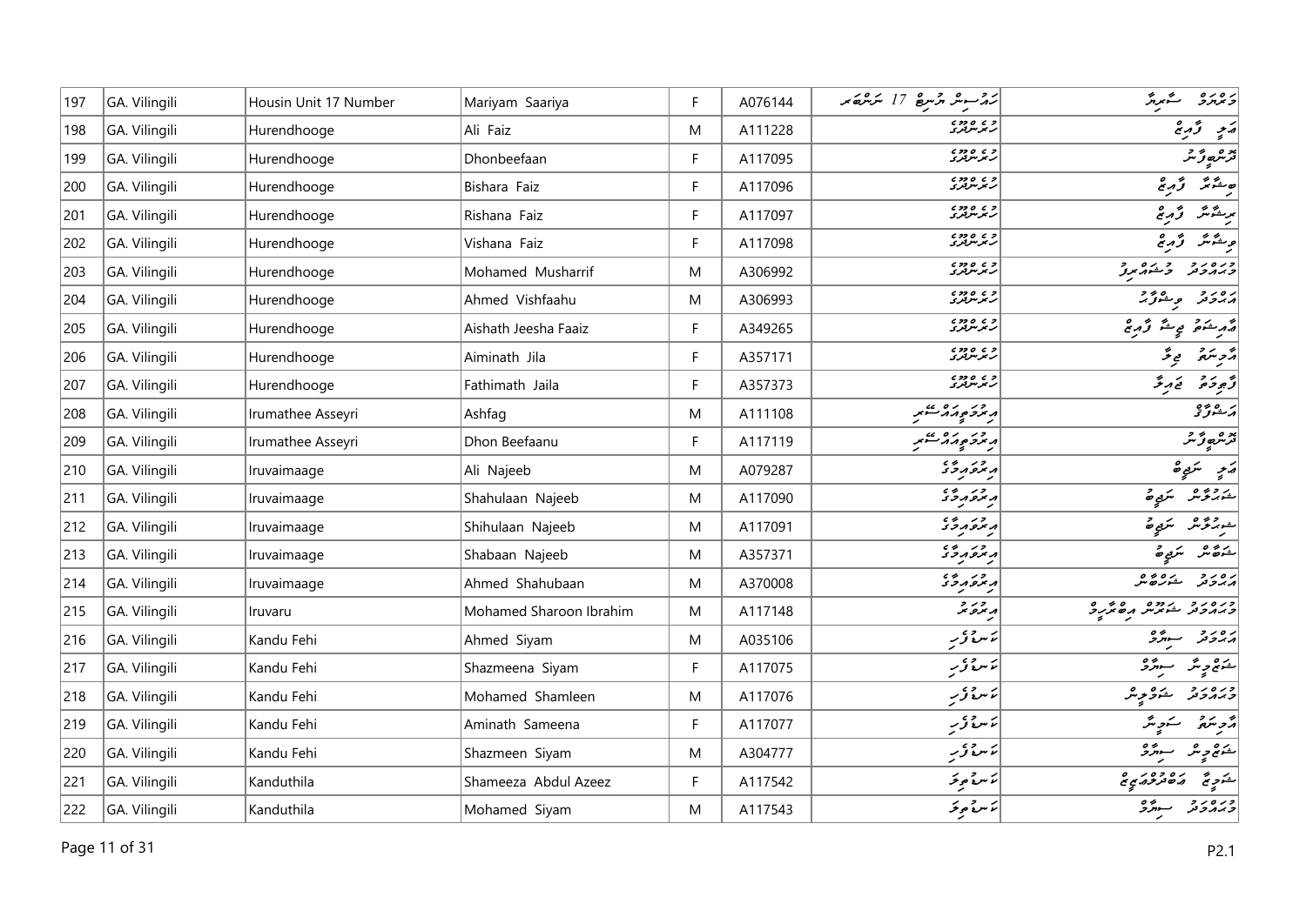| 197 | GA. Vilingili | Housin Unit 17 Number | Mariyam Saariya | F | A076144 | ހައުސިން ޔުނިޓް 17 ނަންބަރު | މަރިޔަމް ސާރިޔާ |
|---|---|---|---|---|---|---|---|
| 198 | GA. Vilingili | Hurendhooge | Ali Faiz | M | A111228 | ހުރެންދޫގެ | އަލި ފާއިޒް |
| 199 | GA. Vilingili | Hurendhooge | Dhonbeefaan | F | A117095 | ހުރެންދޫގެ | ދޮންބީފާން |
| 200 | GA. Vilingili | Hurendhooge | Bishara Faiz | F | A117096 | ހުރެންދޫގެ | ބިޝާރާ ފާއިޒް |
| 201 | GA. Vilingili | Hurendhooge | Rishana Faiz | F | A117097 | ހުރެންދޫގެ | ރިޝާނާ ފާއިޒް |
| 202 | GA. Vilingili | Hurendhooge | Vishana Faiz | F | A117098 | ހުރެންދޫގެ | ވިޝާނާ ފާއިޒް |
| 203 | GA. Vilingili | Hurendhooge | Mohamed Musharrif | M | A306992 | ހުރެންދޫގެ | މުޙައްމަދު މުޝައްރިފު |
| 204 | GA. Vilingili | Hurendhooge | Ahmed Vishfaahu | M | A306993 | ހުރެންދޫގެ | އަޙްމަދު ވިޝްފާހު |
| 205 | GA. Vilingili | Hurendhooge | Aishath Jeesha Faaiz | F | A349265 | ހުރެންދޫގެ | އާއިޝަތު ޖީޝާ ފާއިޒް |
| 206 | GA. Vilingili | Hurendhooge | Aiminath Jila | F | A357171 | ހުރެންދޫގެ | އާމިނަތު ޖިލާ |
| 207 | GA. Vilingili | Hurendhooge | Fathimath Jaila | F | A357373 | ހުރެންދޫގެ | ފާތިމަތު ޖައިލާ |
| 208 | GA. Vilingili | Irumathee Asseyri | Ashfag | M | A111108 | އިރުމަތީ އައްސޭރި | އަޝްފާގު |
| 209 | GA. Vilingili | Irumathee Asseyri | Dhon Beefaanu | F | A117119 | އިރުމަތީ އައްސޭރި | ދޮންބީފާނު |
| 210 | GA. Vilingili | Iruvaimaage | Ali Najeeb | M | A079287 | އިރުވައިމާގެ | އަލި ނަޖީބު |
| 211 | GA. Vilingili | Iruvaimaage | Shahulaan Najeeb | M | A117090 | އިރުވައިމާގެ | ޝަހުލާން ނަޖީބު |
| 212 | GA. Vilingili | Iruvaimaage | Shihulaan Najeeb | M | A117091 | އިރުވައިމާގެ | ޝިހުލާން ނަޖީބު |
| 213 | GA. Vilingili | Iruvaimaage | Shabaan Najeeb | M | A357371 | އިރުވައިމާގެ | ޝަބާން ނަޖީބު |
| 214 | GA. Vilingili | Iruvaimaage | Ahmed Shahubaan | M | A370008 | އިރުވައިމާގެ | އަޙްމަދު ޝަހުބާން |
| 215 | GA. Vilingili | Iruvaru | Mohamed Sharoon Ibrahim | M | A117148 | އިރުވަރު | މުޙައްމަދު ޝަރޫން އިބްރާހީމް |
| 216 | GA. Vilingili | Kandu Fehi | Ahmed Siyam | M | A035106 |ކަނޑުފެހި | އަޙްމަދު ސިޔާމް |
| 217 | GA. Vilingili | Kandu Fehi | Shazmeena Siyam | F | A117075 | ކަނޑުފެހި | ޝަޒްމީނާ ސިޔާމް |
| 218 | GA. Vilingili | Kandu Fehi | Mohamed Shamleen | M | A117076 | ކަނޑުފެހި | މުޙައްމަދު ޝަމްލީން |
| 219 | GA. Vilingili | Kandu Fehi | Aminath Sameena | F | A117077 | ކަނޑުފެހި | އާމިނަތު ސަމީނާ |
| 220 | GA. Vilingili | Kandu Fehi | Shazmeen Siyam | M | A304777 | ކަނޑުފެހި | ޝަޒްމީން ސިޔާމް |
| 221 | GA. Vilingili | Kanduthila | Shameeza Abdul Azeez | F | A117542 | ކަނޑުތިލަ | ޝަމީޒާ އަބްދުލްއަޒީޒް |
| 222 | GA. Vilingili | Kanduthila | Mohamed Siyam | M | A117543 | ކަނޑުތިލަ | މުޙައްމަދު ސިޔާމް |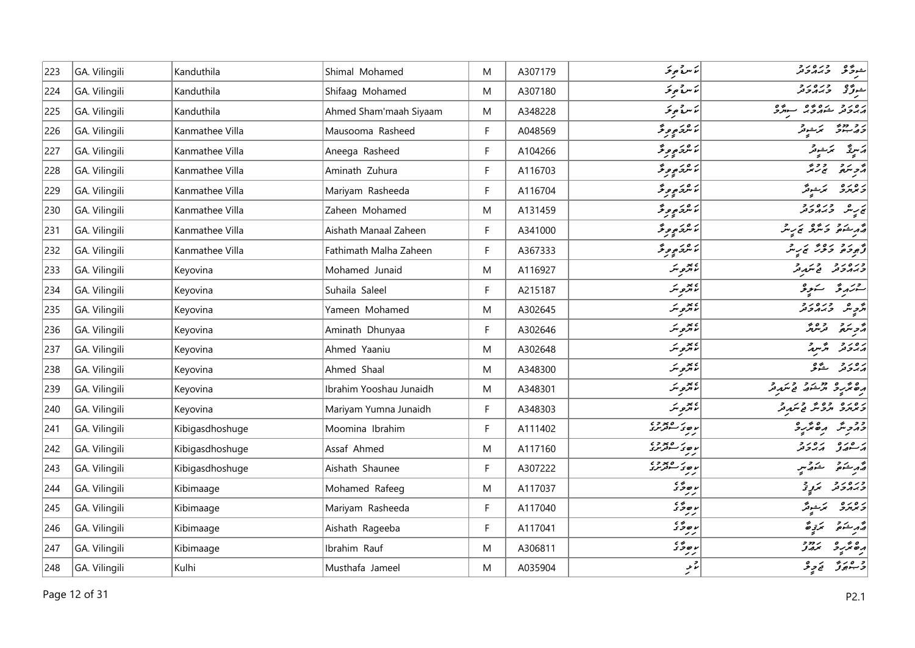| 223 | GA. Vilingili | Kanduthila | Shimal Mohamed | M | A307179 | ކަނޑުތިލަ | ޝިމާލް މުޙައްމަދު |
|---|---|---|---|---|---|---|---|
| 224 | GA. Vilingili | Kanduthila | Shifaag Mohamed | M | A307180 | ކަނޑުތިލަ | ޝިފާގް މުޙައްމަދު |
| 225 | GA. Vilingili | Kanduthila | Ahmed Sham'maah Siyaam | M | A348228 | ކަނޑުތިލަ | އަޙްމަދު ޝަމްމާޙް ސިޔާމް |
| 226 | GA. Vilingili | Kanmathee Villa | Mausooma Rasheed | F | A048569 | ކަންމަތީވިލާ | މައުޞޫމާ ރަޝީދު |
| 227 | GA. Vilingili | Kanmathee Villa | Aneega Rasheed | F | A104266 | ކަންމަތީވިލާ | އަނީގާ ރަޝީދު |
| 228 | GA. Vilingili | Kanmathee Villa | Aminath Zuhura | F | A116703 | ކަންމަތީވިލާ | އާމިނަތު ޒުހުރާ |
| 229 | GA. Vilingili | Kanmathee Villa | Mariyam Rasheeda | F | A116704 | ކަންމަތީވިލާ | މަރިޔަމް ރަޝީދާ |
| 230 | GA. Vilingili | Kanmathee Villa | Zaheen Mohamed | M | A131459 | ކަންމަތީވިލާ | ޒަހީން މުޙައްމަދު |
| 231 | GA. Vilingili | Kanmathee Villa | Aishath Manaal Zaheen | F | A341000 | ކަންމަތީވިލާ | އާއިޝަތު މަނާލް ޒަހީން |
| 232 | GA. Vilingili | Kanmathee Villa | Fathimath Malha Zaheen | F | A367333 | ކަންމަތީވިލާ | ފާތިމަތު މަލްހާ ޒަހީން |
| 233 | GA. Vilingili | Keyovina | Mohamed Junaid | M | A116927 | ކެޔޮވިނަ | މުޙައްމަދު ޖުނައިދު |
| 234 | GA. Vilingili | Keyovina | Suhaila Saleel | F | A215187 | ކެޔޮވިނަ | ސުހައިލާ ސަލީލް |
| 235 | GA. Vilingili | Keyovina | Yameen Mohamed | M | A302645 | ކެޔޮވިނަ | ޔާމީން މުޙައްމަދު |
| 236 | GA. Vilingili | Keyovina | Aminath Dhunyaa | F | A302646 | ކެޔޮވިނަ | އާމިނަތު ދުންޔާ |
| 237 | GA. Vilingili | Keyovina | Ahmed Yaaniu | M | A302648 | ކެޔޮވިނަ | އަޙްމަދު ޔާނިއު |
| 238 | GA. Vilingili | Keyovina | Ahmed Shaal | M | A348300 | ކެޔޮވިނަ | އަޙްމަދު ޝާލް |
| 239 | GA. Vilingili | Keyovina | Ibrahim Yooshau Junaidh | M | A348301 | ކެޔޮވިނަ | އިބްރާހީމް ޔޫޝައު ޖުނައިދު |
| 240 | GA. Vilingili | Keyovina | Mariyam Yumna Junaidh | F | A348303 | ކެޔޮވިނަ | މަރިޔަމް ޔުމްނާ ޖުނައިދު |
| 241 | GA. Vilingili | Kibigasdhoshuge | Moomina Ibrahim | F | A111402 | ކިބިގަސްދޮށުގެ | މޫމިނާ އިބްރާހީމް |
| 242 | GA. Vilingili | Kibigasdhoshuge | Assaf Ahmed | M | A117160 | ކިބިގަސްދޮށުގެ | އައްސާފް އަޙްމަދު |
| 243 | GA. Vilingili | Kibigasdhoshuge | Aishath Shaunee | F | A307222 | ކިބިގަސްދޮށުގެ | އާއިޝަތު ޝައުނީ |
| 244 | GA. Vilingili | Kibimaage | Mohamed Rafeeg | M | A117037 | ކިބިމާގެ | މުޙައްމަދު ރަފީގު |
| 245 | GA. Vilingili | Kibimaage | Mariyam Rasheeda | F | A117040 | ކިބިމާގެ | މަރިޔަމް ރަޝީދާ |
| 246 | GA. Vilingili | Kibimaage | Aishath Rageeba | F | A117041 | ކިބިމާގެ | އާއިޝަތު ރަގީބާ |
| 247 | GA. Vilingili | Kibimaage | Ibrahim Rauf | M | A306811 | ކިބިމާގެ | އިބްރާހީމް ރައޫފު |
| 248 | GA. Vilingili | Kulhi | Musthafa Jameel | M | A035904 | ކުޅި | މުސްތަފާ ޖަމީލް |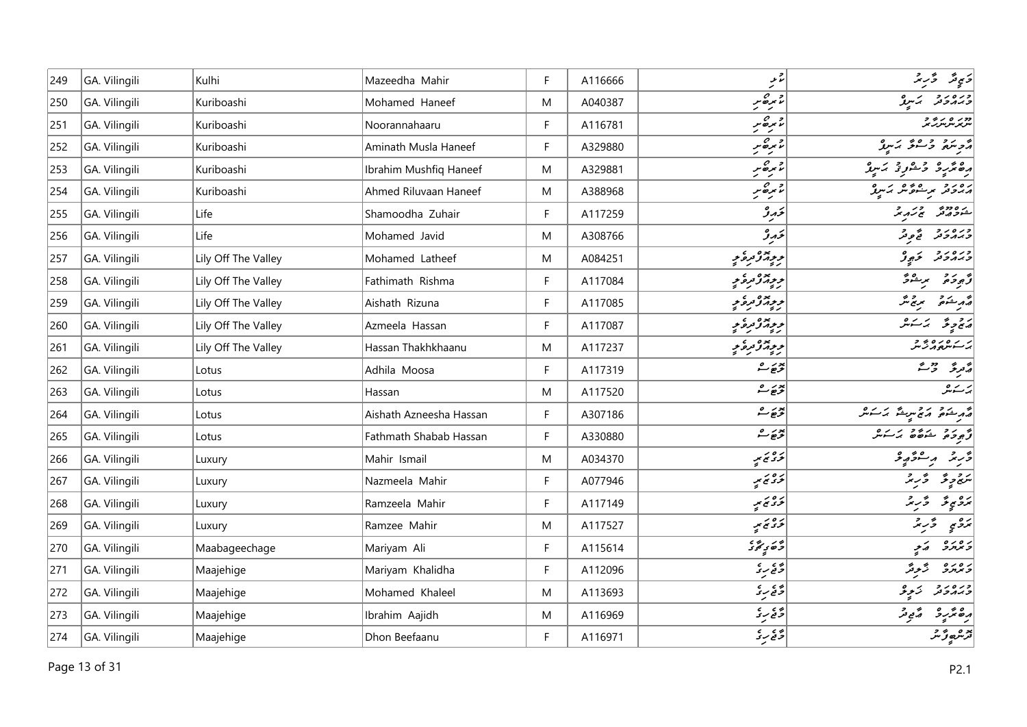| 249 | GA. Vilingili | Kulhi | Mazeedha Mahir | F | A116666 | ނުޅި | މަޒީދާ މާހިރު |
|---|---|---|---|---|---|---|---|
| 250 | GA. Vilingili | Kuriboashi | Mohamed Haneef | M | A040387 | ކުރިބޯށި | މުހައްމަދު ހަނީފު |
| 251 | GA. Vilingili | Kuriboashi | Noorannahaaru | F | A116781 | ކުރިބޯށި | ނޫރަންނަހާރު |
| 252 | GA. Vilingili | Kuriboashi | Aminath Musla Haneef | F | A329880 | ކުރިބޯށި | އާމިނަތު މުސްލާ ހަނީފު |
| 253 | GA. Vilingili | Kuriboashi | Ibrahim Mushfiq Haneef | M | A329881 | ކުރިބޯށި | އިބްރާހީމު މުޝްފިޤު ހަނީފު |
| 254 | GA. Vilingili | Kuriboashi | Ahmed Riluvaan Haneef | M | A388968 | ކުރިބޯށި | އަހްމަދު ރިލުވާން ހަނީފު |
| 255 | GA. Vilingili | Life | Shamoodha Zuhair | F | A117259 | ލައިފް | ޝަމޫދާ ޒުހައިރު |
| 256 | GA. Vilingili | Life | Mohamed Javid | M | A308766 | ލައިފް | މުހައްމަދު ޖާވިދު |
| 257 | GA. Vilingili | Lily Off The Valley | Mohamed Latheef | M | A084251 | ލިލީއޮފްދިވެލީ | މުހައްމަދު ލަތީފު |
| 258 | GA. Vilingili | Lily Off The Valley | Fathimath Rishma | F | A117084 | ލިލީއޮފްދިވެލީ | ފާތިމަތު ރިޝްމާ |
| 259 | GA. Vilingili | Lily Off The Valley | Aishath Rizuna | F | A117085 | ލިލީއޮފްދިވެލީ | އާއިޝަތު ރިޒުނާ |
| 260 | GA. Vilingili | Lily Off The Valley | Azmeela Hassan | F | A117087 | ލިލީއޮފްދިވެލީ | އަޒްމީލާ ހަސަން |
| 261 | GA. Vilingili | Lily Off The Valley | Hassan Thakhkhaanu | M | A117237 | ލިލީއޮފްދިވެލީ | ހަސަންތަޚްޚާނު |
| 262 | GA. Vilingili | Lotus | Adhila Moosa | F | A117319 | ލޯޓަސް | އާދިލާ މޫސާ |
| 263 | GA. Vilingili | Lotus | Hassan | M | A117520 | ލޯޓަސް | ހަސަން |
| 264 | GA. Vilingili | Lotus | Aishath Azneesha Hassan | F | A307186 | ލޯޓަސް | އާއިޝަތު އަޒްނީޝާ ހަސަން |
| 265 | GA. Vilingili | Lotus | Fathmath Shabab Hassan | F | A330880 | ލޯޓަސް | ފާތިމަތު ޝަބާބު ހަސަން |
| 266 | GA. Vilingili | Luxury | Mahir Ismail | M | A034370 | ލަގްޒަރީ | މާހިރު އިސްމާއީލު |
| 267 | GA. Vilingili | Luxury | Nazmeela Mahir | F | A077946 | ލަގްޒަރީ | ނަޒްމީލާ މާހިރު |
| 268 | GA. Vilingili | Luxury | Ramzeela Mahir | F | A117149 | ލަގްޒަރީ | ރަމްޒީލާ މާހިރު |
| 269 | GA. Vilingili | Luxury | Ramzee Mahir | M | A117527 | ލަގްޒަރީ | ރަމްޒީ މާހިރު |
| 270 | GA. Vilingili | Maabageechage | Mariyam Ali | F | A115614 | މާބަގީޗާގެ | މަރިޔަމް އަލި |
| 271 | GA. Vilingili | Maajehige | Mariyam Khalidha | F | A112096 | މާޖެހިގެ | މަރިޔަމް ޚާލިދާ |
| 272 | GA. Vilingili | Maajehige | Mohamed Khaleel | M | A113693 | މާޖެހިގެ | މުހައްމަދު ޚަލީލު |
| 273 | GA. Vilingili | Maajehige | Ibrahim Aajidh | M | A116969 | މާޖެހިގެ | އިބްރާހީމު އާޖިދު |
| 274 | GA. Vilingili | Maajehige | Dhon Beefaanu | F | A116971 | މާޖެހިގެ | ދޮންބީފާނު |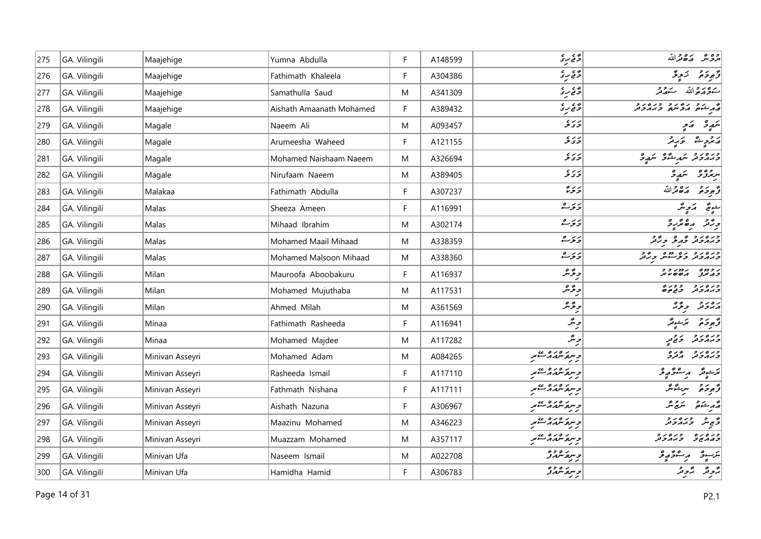| 275 | GA. Vilingili | Maajehige | Yumna Abdulla | F | A148599 | މާޖެހިގެ | ޔުމްނާ އަބްދުﷲ |
|---|---|---|---|---|---|---|---|
| 276 | GA. Vilingili | Maajehige | Fathimath Khaleela | F | A304386 | މާޖެހިގެ | ފާތިމަތު ޚަލީލާ |
| 277 | GA. Vilingili | Maajehige | Samathulla Saud | M | A341309 | މާޖެހިގެ | ސަމަތުﷲ ސަޢުދު |
| 278 | GA. Vilingili | Maajehige | Aishath Amaanath Mohamed | F | A389432 | މާޖެހިގެ | އާއިޝަތު އަމާނަތު މުޙައްމަދު |
| 279 | GA. Vilingili | Magale | Naeem Ali | M | A093457 | މަގަލޭ | ނައީމް އަލި |
| 280 | GA. Vilingili | Magale | Arumeesha Waheed | F | A121155 | މަގަލޭ | އަރުމީޝާ ވަޙީދު |
| 281 | GA. Vilingili | Magale | Mohamed Naishaam Naeem | M | A326694 | މަގަލޭ | މުޙައްމަދު ނައިޝާމް ނައީމް |
| 282 | GA. Vilingili | Magale | Nirufaam Naeem | M | A389405 | މަގަލޭ | ނިރުފާމް ނައީމް |
| 283 | GA. Vilingili | Malakaa | Fathimath Abdulla | F | A307237 | މަލަކާ | ފާތިމަތު އަބްދުﷲ |
| 284 | GA. Vilingili | Malas | Sheeza Ameen | F | A116991 | މަލަސް | ޝީޒާ އަމީން |
| 285 | GA. Vilingili | Malas | Mihaad Ibrahim | M | A302174 | މަލަސް | މިހާދު އިބްރާހީމް |
| 286 | GA. Vilingili | Malas | Mohamed Maail Mihaad | M | A338359 | މަލަސް | މުޙައްމަދު މާއިލް މިހާދު |
| 287 | GA. Vilingili | Malas | Mohamed Malsoon Mihaad | M | A338360 | މަލަސް | މުޙައްމަދު މަލްސޫން މިހާދު |
| 288 | GA. Vilingili | Milan | Mauroofa Aboobakuru | F | A116937 | މިލާން | މައުރޫފާ އަބޫބަކުރު |
| 289 | GA. Vilingili | Milan | Mohamed Mujuthaba | M | A117531 | މިލާން | މުޙައްމަދު މުޖުތަބާ |
| 290 | GA. Vilingili | Milan | Ahmed Milah | M | A361569 | މިލާން | އަޙްމަދު މިލާޙް |
| 291 | GA. Vilingili | Minaa | Fathimath Rasheeda | F | A116941 | މިނާ | ފާތިމަތު ރަޝީދާ |
| 292 | GA. Vilingili | Minaa | Mohamed Majdee | M | A117282 | މިނާ | މުޙައްމަދު މަޖްދީ |
| 293 | GA. Vilingili | Minivan Asseyri | Mohamed Adam | M | A084265 | މިނިވަންއައްސޭރި | މުޙައްމަދު އާދަމް |
| 294 | GA. Vilingili | Minivan Asseyri | Rasheeda Ismail | F | A117110 | މިނިވަންއައްސޭރި | ރަޝީދާ އިސްމާޢީލް |
| 295 | GA. Vilingili | Minivan Asseyri | Fathmath Nishana | F | A117111 | މިނިވަންއައްސޭރި | ފާތުމަތު ނިޝާނާ |
| 296 | GA. Vilingili | Minivan Asseyri | Aishath Nazuna | F | A306967 | މިނިވަންއައްސޭރި | އާއިޝަތު ނަޒުނާ |
| 297 | GA. Vilingili | Minivan Asseyri | Maazinu Mohamed | M | A346223 | މިނިވަންއައްސޭރި | މާޒިނު މުޙައްމަދު |
| 298 | GA. Vilingili | Minivan Asseyri | Muazzam Mohamed | M | A357117 | މިނިވަންއައްސޭރި | މުޢައްޒަމް މުޙައްމަދު |
| 299 | GA. Vilingili | Minivan Ufa | Naseem Ismail | M | A022708 | މިނިވަންއުފާ | ނަސީމް އިސްމާޢީލް |
| 300 | GA. Vilingili | Minivan Ufa | Hamidha Hamid | F | A306783 | މިނިވަންއުފާ | ހާމިދާ ހާމިދު |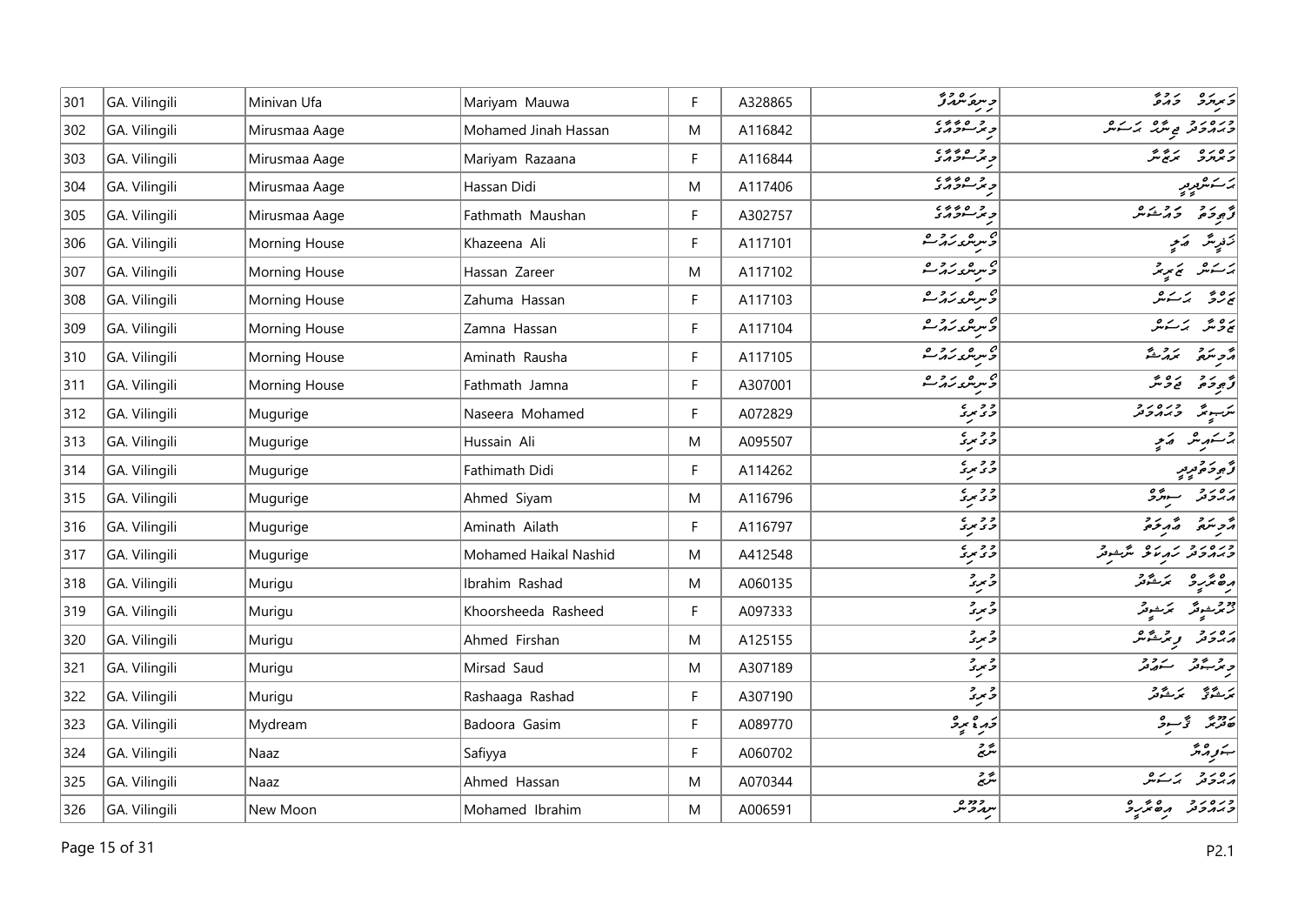| 301 | GA. Vilingili | Minivan Ufa | Mariyam Mauwa | F | A328865 | މިނިވަންއުފާ | މަރިޔަމް މައުވާ |
|---|---|---|---|---|---|---|---|
| 302 | GA. Vilingili | Mirusmaa Aage | Mohamed Jinah Hassan | M | A116842 | މިރުސްމާއާގެ | މުހައްމަދު ޖިނާޙް ހަސަން |
| 303 | GA. Vilingili | Mirusmaa Aage | Mariyam Razaana | F | A116844 | މިރުސްމާއާގެ | މަރިޔަމް ރަޒާނާ |
| 304 | GA. Vilingili | Mirusmaa Aage | Hassan Didi | M | A117406 | މިރުސްމާއާގެ | ހަސަންދީދީ |
| 305 | GA. Vilingili | Mirusmaa Aage | Fathmath Maushan | F | A302757 | މިރުސްމާއާގެ | ފާތިމަތު މައުޝަން |
| 306 | GA. Vilingili | Morning House | Khazeena Ali | F | A117101 | މޯނިންގހައުސް | ޚަޒީނާ އަލި |
| 307 | GA. Vilingili | Morning House | Hassan Zareer | M | A117102 | މޯނިންގހައުސް | ހަސަން ޒަރީރު |
| 308 | GA. Vilingili | Morning House | Zahuma Hassan | F | A117103 | މޯނިންގހައުސް | ޒަހުމާ ހަސަން |
| 309 | GA. Vilingili | Morning House | Zamna Hassan | F | A117104 | މޯނިންގހައުސް | ޒަމްނާ ހަސަން |
| 310 | GA. Vilingili | Morning House | Aminath Rausha | F | A117105 | މޯނިންގހައުސް | އާމިނަތު ރައުޝާ |
| 311 | GA. Vilingili | Morning House | Fathmath Jamna | F | A307001 | މޯނިންގހައުސް | ފާތިމަތު ޖަމްނާ |
| 312 | GA. Vilingili | Mugurige | Naseera Mohamed | F | A072829 | މުގުރިގެ | ނަސީރާ މުހައްމަދު |
| 313 | GA. Vilingili | Mugurige | Hussain Ali | M | A095507 | މުގުރިގެ | ހުސައިން އަލި |
| 314 | GA. Vilingili | Mugurige | Fathimath Didi | F | A114262 | މުގުރިގެ | ފާތިމަތުދީދީ |
| 315 | GA. Vilingili | Mugurige | Ahmed Siyam | M | A116796 | މުގުރިގެ | އަޙްމަދު ސިޔާމް |
| 316 | GA. Vilingili | Mugurige | Aminath Ailath | F | A116797 | މުގުރިގެ | އާމިނަތު އައިލަތް |
| 317 | GA. Vilingili | Mugurige | Mohamed Haikal Nashid | M | A412548 | މުގުރިގެ | މުހައްމަދު ހައިކަލް ނާޝިދު |
| 318 | GA. Vilingili | Murigu | Ibrahim Rashad | M | A060135 | މުރިގު | އިބްރާހިމް ރަޝާދު |
| 319 | GA. Vilingili | Murigu | Khoorsheeda Rasheed | F | A097333 | މުރިގު | ޚޫރުޝީދާ ރަޝީދު |
| 320 | GA. Vilingili | Murigu | Ahmed Firshan | M | A125155 | މުރިގު | އަޙްމަދު ފިރުޝާން |
| 321 | GA. Vilingili | Murigu | Mirsad Saud | M | A307189 | މުރިގު | މިރުސާދު ސައުދު |
| 322 | GA. Vilingili | Murigu | Rashaaga Rashad | F | A307190 | މުރިގު | ރަޝާގާ ރަޝާދު |
| 323 | GA. Vilingili | Mydream | Badoora Gasim | F | A089770 | މައިޑްރީމް | ބަދޫރާ ޤާސިމް |
| 324 | GA. Vilingili | Naaz | Safiyya | F | A060702 | ނާޒް | ސަފިއްޔާ |
| 325 | GA. Vilingili | Naaz | Ahmed Hassan | M | A070344 | ނާޒް | އަޙްމަދު ހަސަން |
| 326 | GA. Vilingili | New Moon | Mohamed Ibrahim | M | A006591 | ނިއުމޫން | މުހައްމަދު އިބްރާހިމް |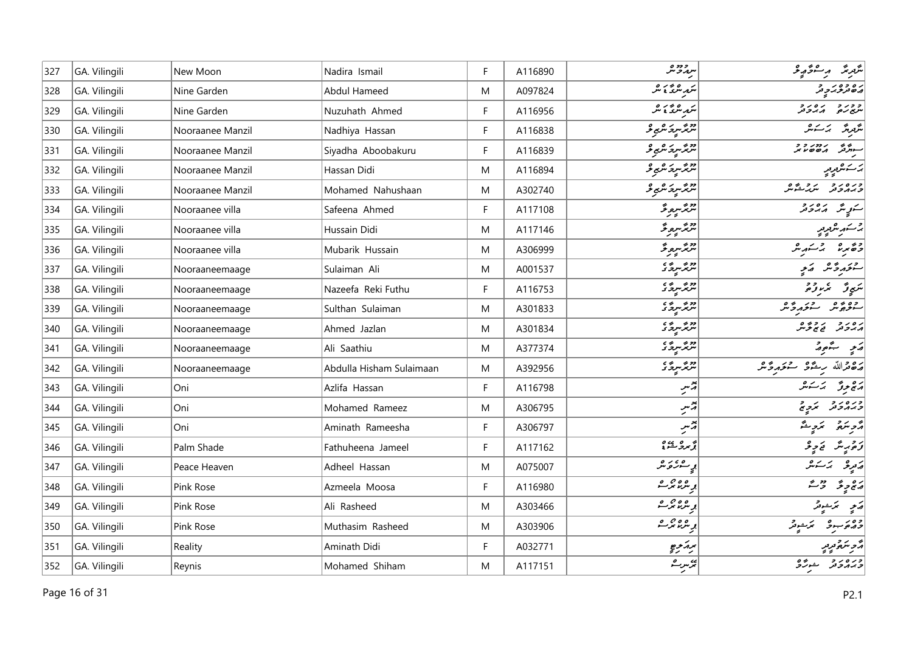| 327 | GA. Vilingili | New Moon | Nadira Ismail | F | A116890 | ސިޔުމޫން | ނާދިރާ އިސްމާއިލް |
|---|---|---|---|---|---|---|---|
| 328 | GA. Vilingili | Nine Garden | Abdul Hameed | M | A097824 | ނައިންގާޑަން | އަބްދުލްހަމީދު |
| 329 | GA. Vilingili | Nine Garden | Nuzuhath Ahmed | F | A116956 | ނައިންގާޑަން | ނުޒުހަތު އަޙްމަދު |
| 330 | GA. Vilingili | Nooraanee Manzil | Nadhiya Hassan | F | A116838 | ނޫރާނީމަންޒިލް | ނާދިޔާ ހަސަން |
| 331 | GA. Vilingili | Nooraanee Manzil | Siyadha Aboobakuru | F | A116839 | ނޫރާނީމަންޒިލް | ސިޔާދާ އަބޫބަކުރު |
| 332 | GA. Vilingili | Nooraanee Manzil | Hassan Didi | M | A116894 | ނޫރާނީމަންޒިލް | ހަސަންދީދީ |
| 333 | GA. Vilingili | Nooraanee Manzil | Mohamed Nahushaan | M | A302740 | ނޫރާނީމަންޒިލް | މުޙައްމަދު ނަހުޝާން |
| 334 | GA. Vilingili | Nooraanee villa | Safeena Ahmed | F | A117108 | ނޫރާނީވިލާ | ސަފީނާ އަޙްމަދު |
| 335 | GA. Vilingili | Nooraanee villa | Hussain Didi | M | A117146 | ނޫރާނީވިލާ | ހުސައިންދީދީ |
| 336 | GA. Vilingili | Nooraanee villa | Mubarik Hussain | M | A306999 | ނޫރާނީވިލާ | މުބާރިކް ހުސައިން |
| 337 | GA. Vilingili | Nooraaneemaage | Sulaiman Ali | M | A001537 | ނޫރާނީމާގެ | ސުލައިމާން ޢަލީ |
| 338 | GA. Vilingili | Nooraaneemaage | Nazeefa Reki Futhu | F | A116753 | ނޫރާނީމާގެ | ނަޒީފާ ރެކިފުތު |
| 339 | GA. Vilingili | Nooraaneemaage | Sulthan Sulaiman | M | A301833 | ނޫރާނީމާގެ | ސުލްޠާން ސުލައިމާން |
| 340 | GA. Vilingili | Nooraaneemaage | Ahmed Jazlan | M | A301834 | ނޫރާނީމާގެ | އަޙްމަދު ޖަޒްލާން |
| 341 | GA. Vilingili | Nooraaneemaage | Ali Saathiu | M | A377374 | ނޫރާނީމާގެ | ޢަލީ ސާތިޢު |
| 342 | GA. Vilingili | Nooraaneemaage | Abdulla Hisham Sulaimaan | M | A392956 | ނޫރާނީމާގެ | އަބްދުﷲ ހިޝާމް ސުލައިމާން |
| 343 | GA. Vilingili | Oni | Azlifa Hassan | F | A116798 | އޮނި | އަޒްލިފާ ހަސަން |
| 344 | GA. Vilingili | Oni | Mohamed Rameez | M | A306795 | އޮނި | މުޙައްމަދު ރަމީޒު |
| 345 | GA. Vilingili | Oni | Aminath Rameesha | F | A306797 | އޮނި | އާމިނަތު ރަމީޝާ |
| 346 | GA. Vilingili | Palm Shade | Fathuheena Jameel | F | A117162 | ޕާމްޝޭޑު | ފަތުހީނާ ޖަމީލް |
| 347 | GA. Vilingili | Peace Heaven | Adheel Hassan | M | A075007 | ޕީސްހެވަން | އަދީލް ހަސަން |
| 348 | GA. Vilingili | Pink Rose | Azmeela Moosa | F | A116980 | ޕިންކްރޯސް | އަޒްމީލާ މޫސާ |
| 349 | GA. Vilingili | Pink Rose | Ali Rasheed | M | A303466 | ޕިންކްރޯސް | ޢަލީ ރަޝީދު |
| 350 | GA. Vilingili | Pink Rose | Muthasim Rasheed | M | A303906 | ޕިންކްރޯސް | މުޢުތަޞިމް ރަޝީދު |
| 351 | GA. Vilingili | Reality | Aminath Didi | F | A032771 | ރިއަލިޓީ | އާމިނަތުދީދީ |
| 352 | GA. Vilingili | Reynis | Mohamed Shiham | M | A117151 | ރޭނިސް | މުޙައްމަދު ޝިހާމް |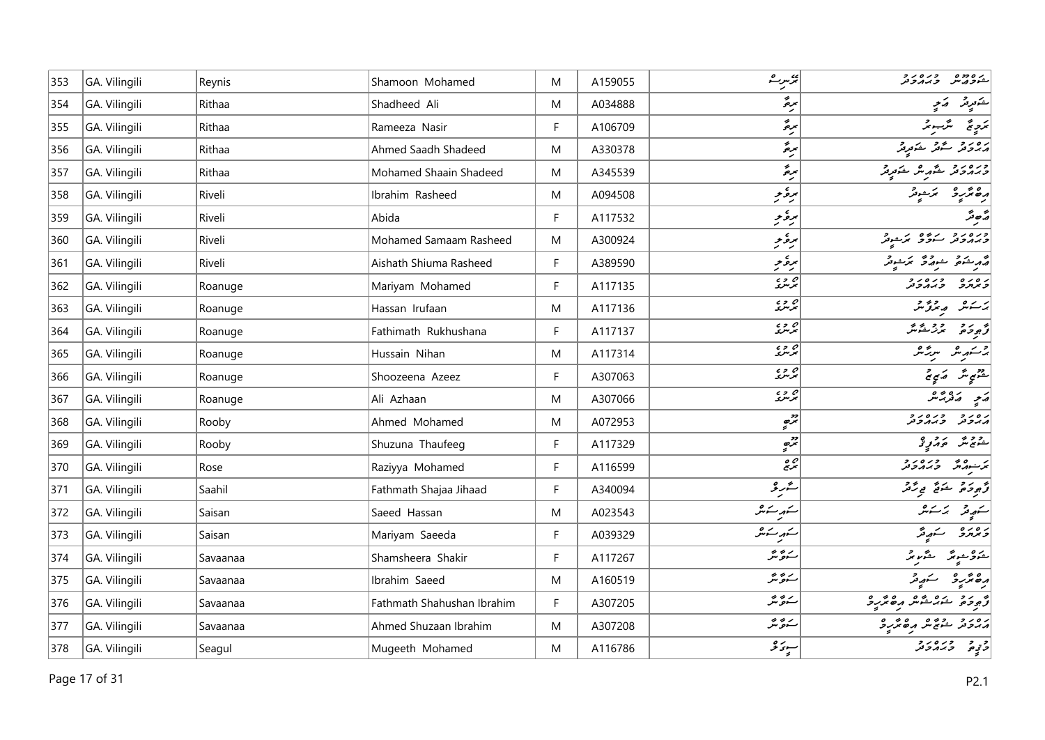| 353 | GA. Vilingili | Reynis | Shamoon Mohamed | M | A159055 | ރޭނިސް | ޝަމޫން މުހައްމަދު |
|---|---|---|---|---|---|---|---|
| 354 | GA. Vilingili | Rithaa | Shadheed Ali | M | A034888 | ރިތާ | ޝަދީދު ޢަލީ |
| 355 | GA. Vilingili | Rithaa | Rameeza Nasir | F | A106709 | ރިތާ | ރަމީޒާ ނާސިރު |
| 356 | GA. Vilingili | Rithaa | Ahmed Saadh Shadeed | M | A330378 | ރިތާ | އަޙްމަދު ސާޢދު ޝަދީދު |
| 357 | GA. Vilingili | Rithaa | Mohamed Shaain Shadeed | M | A345539 | ރިތާ | މުހައްމަދު ޝާއިން ޝަދީދު |
| 358 | GA. Vilingili | Riveli | Ibrahim Rasheed | M | A094508 | ރިވެލި | އިބްރާހީމް ރަޝީދު |
| 359 | GA. Vilingili | Riveli | Abida | F | A117532 | ރިވެލި | އާބިދާ |
| 360 | GA. Vilingili | Riveli | Mohamed Samaam Rasheed | M | A300924 | ރިވެލި | މުހައްމަދު ސަމާމް ރަޝީދު |
| 361 | GA. Vilingili | Riveli | Aishath Shiuma Rasheed | F | A389590 | ރިވެލި | ޢާއިޝަތު ޝިޢުމާ ރަޝީދު |
| 362 | GA. Vilingili | Roanuge | Mariyam Mohamed | F | A117135 | ރޯނުގެ | މަރިޔަމް މުހައްމަދު |
| 363 | GA. Vilingili | Roanuge | Hassan Irufaan | M | A117136 | ރޯނުގެ | ހަސަން އިރުފާން |
| 364 | GA. Vilingili | Roanuge | Fathimath Rukhushana | F | A117137 | ރޯނުގެ | ފާތިމަތު ރުޚުޝާނާ |
| 365 | GA. Vilingili | Roanuge | Hussain Nihan | M | A117314 | ރޯނުގެ | ހުސައިން ނިހާން |
| 366 | GA. Vilingili | Roanuge | Shoozeena Azeez | F | A307063 | ރޯނުގެ | ޝޫޒީނާ ޢަޒީޒު |
| 367 | GA. Vilingili | Roanuge | Ali Azhaan | M | A307066 | ރޯނުގެ | ޢަލީ އަޒްހާން |
| 368 | GA. Vilingili | Rooby | Ahmed Mohamed | M | A072953 | ރޫބީ | އަޙްމަދު މުހައްމަދު |
| 369 | GA. Vilingili | Rooby | Shuzuna Thaufeeg | F | A117329 | ރޫބީ | ޝުޒޫނާ ތައުފީގު |
| 370 | GA. Vilingili | Rose | Raziyya Mohamed | F | A116599 | ރޯޒް | ރަޟިއްޔާ މުހައްމަދު |
| 371 | GA. Vilingili | Saahil | Fathmath Shajaa Jihaad | F | A340094 | ސާހިލް | ފާތިމަތު ޝަޖާ ޖިހާދު |
| 372 | GA. Vilingili | Saisan | Saeed Hassan | M | A023543 | ސައިސަން | ސައީދު ހަސަން |
| 373 | GA. Vilingili | Saisan | Mariyam Saeeda | F | A039329 | ސައިސަން | މަރިޔަމް ސައީދާ |
| 374 | GA. Vilingili | Savaanaa | Shamsheera Shakir | F | A117267 | ސަވާނާ | ޝަމްޝީރާ ޝާކިރު |
| 375 | GA. Vilingili | Savaanaa | Ibrahim Saeed | M | A160519 | ސަވާނާ | އިބްރާހީމް ސައީދު |
| 376 | GA. Vilingili | Savaanaa | Fathmath Shahushan Ibrahim | F | A307205 | ސަވާނާ | ފާތިމަތު ޝަހުޝާން އިބްރާހީމް |
| 377 | GA. Vilingili | Savaanaa | Ahmed Shuzaan Ibrahim | M | A307208 | ސަވާނާ | އަޙްމަދު ޝުޒާން އިބްރާހީމް |
| 378 | GA. Vilingili | Seagul | Mugeeth Mohamed | M | A116786 | ސީގަލް | މުގީތު މުހައްމަދު |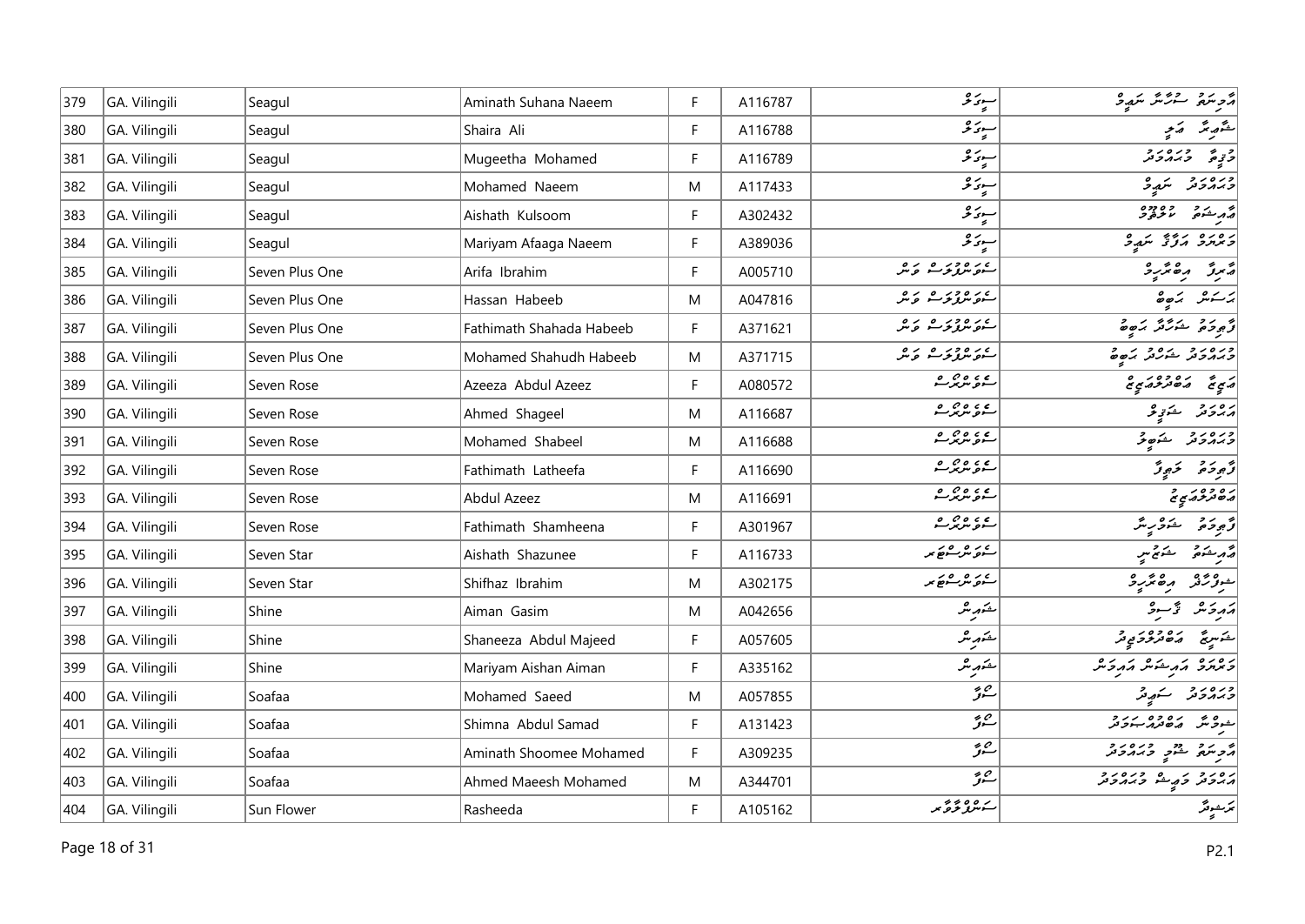| 379 | GA. Vilingili | Seagul | Aminath Suhana Naeem | F | A116787 | سِيگަލް | އާމިނަތު ސުހާނާ ނަޢީމް |
|---|---|---|---|---|---|---|---|
| 380 | GA. Vilingili | Seagul | Shaira Ali | F | A116788 | ސީގަލް | ޝާއިރާ ޢަލީ |
| 381 | GA. Vilingili | Seagul | Mugeetha Mohamed | F | A116789 | ސީގަލް | މުގީތާ މުޙައްމަދު |
| 382 | GA. Vilingili | Seagul | Mohamed Naeem | M | A117433 | ސީގަލް | މުޙައްމަދު ނަޢީމް |
| 383 | GA. Vilingili | Seagul | Aishath Kulsoom | F | A302432 | ސީގަލް | ޢާއިޝަތު ކުލްސޫމް |
| 384 | GA. Vilingili | Seagul | Mariyam Afaaga Naeem | F | A389036 | ސީގަލް | މަރިޔަމް އަފާގާ ނަޢީމް |
| 385 | GA. Vilingili | Seven Plus One | Arifa Ibrahim | F | A005710 | ސެވަންޕްލަސް ވަން | އާރިފާ އިބްރާހީމް |
| 386 | GA. Vilingili | Seven Plus One | Hassan Habeeb | M | A047816 | ސެވަންޕްލަސް ވަން | ހަސަން ހަބީބް |
| 387 | GA. Vilingili | Seven Plus One | Fathimath Shahada Habeeb | F | A371621 | ސެވަންޕްލަސް ވަން | ފާތިމަތު ޝަހާދާ ހަބީބް |
| 388 | GA. Vilingili | Seven Plus One | Mohamed Shahudh Habeeb | M | A371715 | ސެވަންޕްލަސް ވަން | މުޙައްމަދު ޝަހުދު ހަބީބް |
| 389 | GA. Vilingili | Seven Rose | Azeeza Abdul Azeez | F | A080572 | ސެވަންރޯސް | ޢަޒީޒާ ޢަބްދުލްޢަޒީޒް |
| 390 | GA. Vilingili | Seven Rose | Ahmed Shageel | M | A116687 | ސެވަންރޯސް | އަޙްމަދު ޝަގީލް |
| 391 | GA. Vilingili | Seven Rose | Mohamed Shabeel | M | A116688 | ސެވަންރޯސް | މުޙައްމަދު ޝަބީލް |
| 392 | GA. Vilingili | Seven Rose | Fathimath Latheefa | F | A116690 | ސެވަންރޯސް | ފާތިމަތު ލަތީފާ |
| 393 | GA. Vilingili | Seven Rose | Abdul Azeez | M | A116691 | ސެވަންރޯސް | ޢަބްދުލްޢަޒީޒް |
| 394 | GA. Vilingili | Seven Rose | Fathimath Shamheena | F | A301967 | ސެވަންރޯސް | ފާތިމަތު ޝަމްހީނާ |
| 395 | GA. Vilingili | Seven Star | Aishath Shazunee | F | A116733 | ސެވަންސްޓާރ | ޢާއިޝަތު ޝަޒުނީ |
| 396 | GA. Vilingili | Seven Star | Shifhaz Ibrahim | M | A302175 | ސެވަންސްޓާރ | ޝިފްހާޒް އިބްރާހީމް |
| 397 | GA. Vilingili | Shine | Aiman Gasim | M | A042656 | ޝައިން | އައިމަން ޤާސިމް |
| 398 | GA. Vilingili | Shine | Shaneeza Abdul Majeed | F | A057605 | ޝައިން | ޝަނީޒާ ޢަބްދުލްމަޖީދު |
| 399 | GA. Vilingili | Shine | Mariyam Aishan Aiman | F | A335162 | ޝައިން | މަރިޔަމް އައިޝަން އައިމަން |
| 400 | GA. Vilingili | Soafaa | Mohamed Saeed | M | A057855 | ސޯފާ | މުޙައްމަދު ސަޢީދު |
| 401 | GA. Vilingili | Soafaa | Shimna Abdul Samad | F | A131423 | ސޯފާ | ޝިމްނާ ޢަބްދުއްސަމަދު |
| 402 | GA. Vilingili | Soafaa | Aminath Shoomee Mohamed | F | A309235 | ސޯފާ | އާމިނަތު ޝޫމީ މުޙައްމަދު |
| 403 | GA. Vilingili | Soafaa | Ahmed Maeesh Mohamed | M | A344701 | ސޯފާ | އަޙްމަދު މަޢީޝް މުޙައްމަދު |
| 404 | GA. Vilingili | Sun Flower | Rasheeda | F | A105162 | ސަންފްލާވަރ | ރަޝީދާ |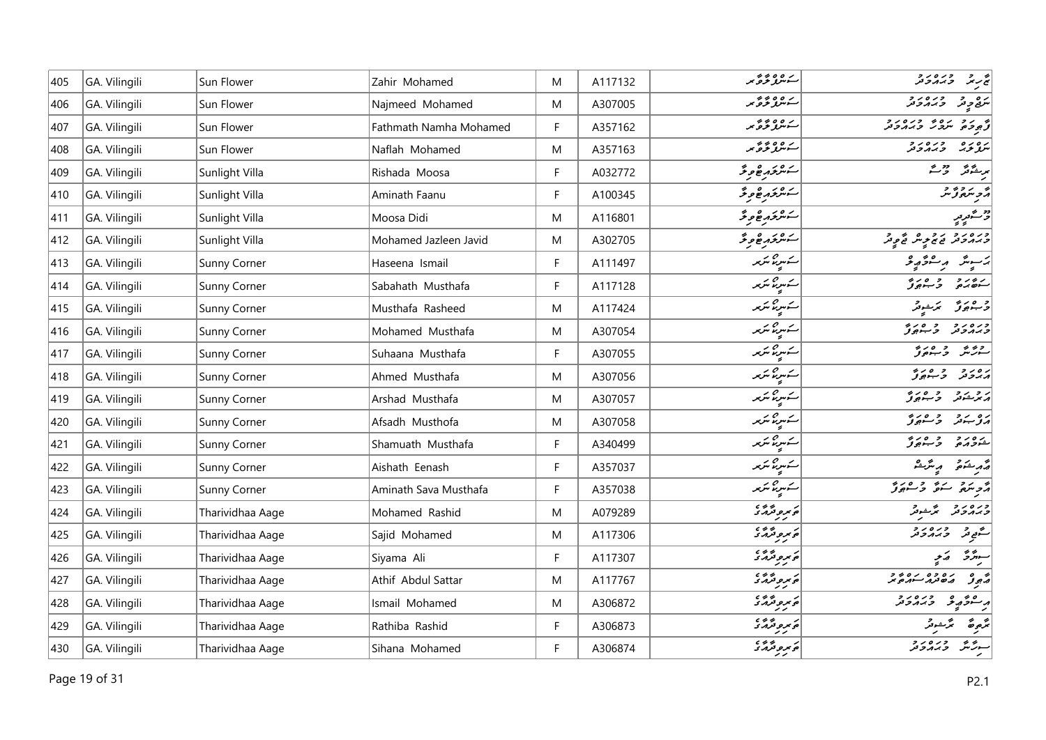| 405 | GA. Vilingili | Sun Flower | Zahir Mohamed | M | A117132 | ސަންފްލާވަރ | ޒާހިރު މުޙައްމަދު |
|---|---|---|---|---|---|---|---|
| 406 | GA. Vilingili | Sun Flower | Najmeed Mohamed | M | A307005 | ސަންފްލާވަރ | ނަޖުމީދު މުޙައްމަދު |
| 407 | GA. Vilingili | Sun Flower | Fathmath Namha Mohamed | F | A357162 | ސަންފްލާވަރ | ފާތިމަތު ނަމްހާ މުޙައްމަދު |
| 408 | GA. Vilingili | Sun Flower | Naflah Mohamed | M | A357163 | ސަންފްލާވަރ | ނަފްލަހު މުޙައްމަދު |
| 409 | GA. Vilingili | Sunlight Villa | Rishada Moosa | F | A032772 | ސަންލައިޓްވިލާ | ރިޝާދާ މޫސާ |
| 410 | GA. Vilingili | Sunlight Villa | Aminath Faanu | F | A100345 | ސަންލައިޓްވިލާ | އާމިނަތު ފާނު |
| 411 | GA. Vilingili | Sunlight Villa | Moosa Didi | M | A116801 | ސަންލައިޓްވިލާ | މޫސާދީދީ |
| 412 | GA. Vilingili | Sunlight Villa | Mohamed Jazleen Javid | M | A302705 | ސަންލައިޓްވިލާ | މުޙައްމަދު ޖަޒްލީން ޖާވިދު |
| 413 | GA. Vilingili | Sunny Corner | Haseena Ismail | F | A111497 | ސަނީކޯނަރ | ހަސީނާ އިސްމާޢީލް |
| 414 | GA. Vilingili | Sunny Corner | Sabahath Musthafa | F | A117128 | ސަނީކޯނަރ | ސަބާހަތު މުސްތަފާ |
| 415 | GA. Vilingili | Sunny Corner | Musthafa Rasheed | M | A117424 | ސަނީކޯނަރ | މުސްތަފާ ރަޝީދު |
| 416 | GA. Vilingili | Sunny Corner | Mohamed Musthafa | M | A307054 | ސަނީކޯނަރ | މުޙައްމަދު މުސްތަފާ |
| 417 | GA. Vilingili | Sunny Corner | Suhaana Musthafa | F | A307055 | ސަނީކޯނަރ | ސުހާނާ މުސްތަފާ |
| 418 | GA. Vilingili | Sunny Corner | Ahmed Musthafa | M | A307056 | ސަނީކޯނަރ | އަޙްމަދު މުސްތަފާ |
| 419 | GA. Vilingili | Sunny Corner | Arshad Musthafa | M | A307057 | ސަނީކޯނަރ | އަރުޝަދު މުސްތަފާ |
| 420 | GA. Vilingili | Sunny Corner | Afsadh Musthofa | M | A307058 | ސަނީކޯނަރ | އަފްސަދު މުސްތަފާ |
| 421 | GA. Vilingili | Sunny Corner | Shamuath Musthafa | F | A340499 | ސަނީކޯނަރ | ޝަމުޢަތު މުސްތަފާ |
| 422 | GA. Vilingili | Sunny Corner | Aishath Eenash | F | A357037 | ސަނީކޯނަރ | އާއިޝަތު އީނާޝް |
| 423 | GA. Vilingili | Sunny Corner | Aminath Sava Musthafa | F | A357038 | ސަނީކޯނަރ | އާމިނަތު ސަވާ މުސްތަފާ |
| 424 | GA. Vilingili | Tharividhaa Aage | Mohamed Rashid | M | A079289 | ތަރިވިދާއާގެ | މުޙައްމަދު ރާޝިދު |
| 425 | GA. Vilingili | Tharividhaa Aage | Sajid Mohamed | M | A117306 | ތަރިވިދާއާގެ | ސާޖިދު މުޙައްމަދު |
| 426 | GA. Vilingili | Tharividhaa Aage | Siyama Ali | F | A117307 | ތަރިވިދާއާގެ | ސިޔާމާ ޢަލީ |
| 427 | GA. Vilingili | Tharividhaa Aage | Athif Abdul Sattar | M | A117767 | ތަރިވިދާއާގެ | އާތިފު ޢަބްދުލްސައްތާރު |
| 428 | GA. Vilingili | Tharividhaa Aage | Ismail Mohamed | M | A306872 | ތަރިވިދާއާގެ | އިސްމާޢީލް މުޙައްމަދު |
| 429 | GA. Vilingili | Tharividhaa Aage | Rathiba Rashid | F | A306873 | ތަރިވިދާއާގެ | ރާތިބާ ރާޝިދު |
| 430 | GA. Vilingili | Tharividhaa Aage | Sihana Mohamed | F | A306874 | ތަރިވިދާއާގެ | ސިހާނާ މުޙައްމަދު |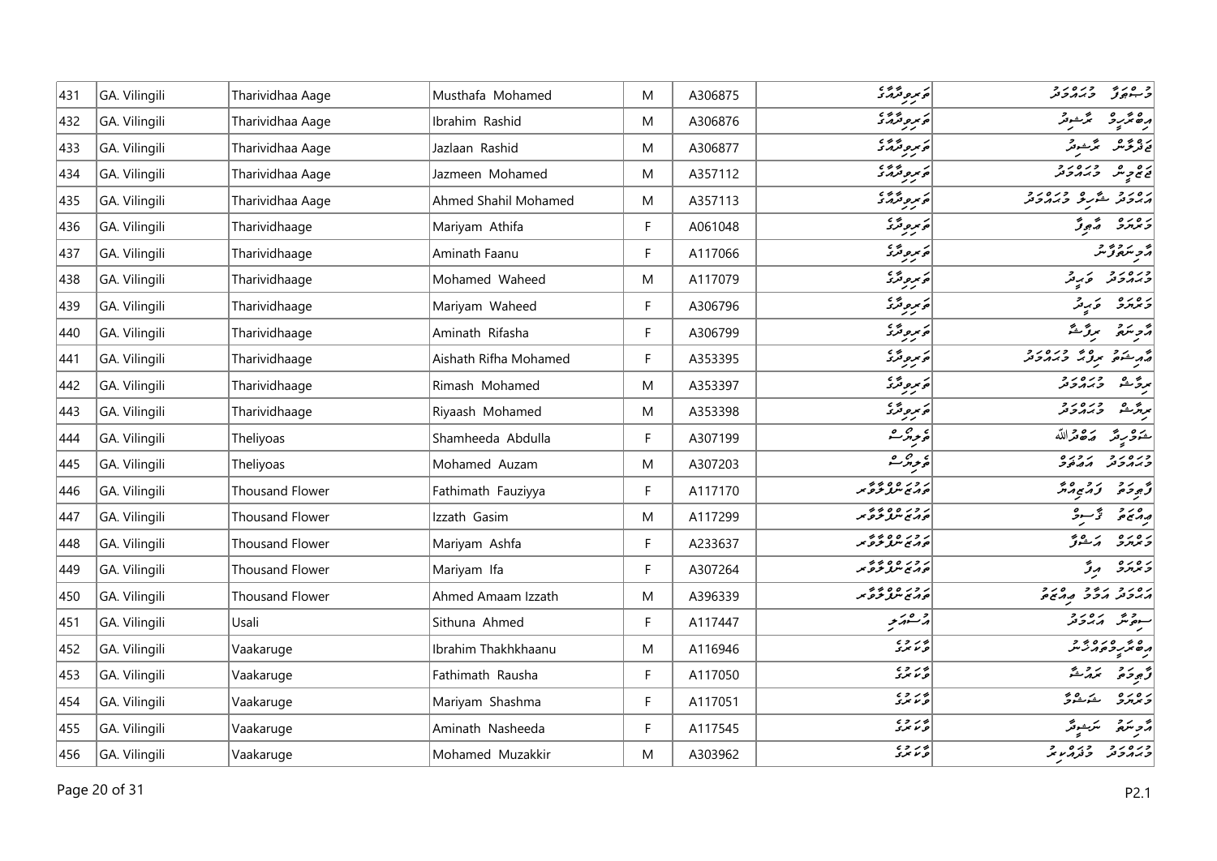| 431 | GA. Vilingili | Tharividhaa Aage | Musthafa Mohamed | M | A306875 | ޓަރިވިދާއާގެ | މުސްތަފާ މުހައްމަދު |
|---|---|---|---|---|---|---|---|
| 432 | GA. Vilingili | Tharividhaa Aage | Ibrahim Rashid | M | A306876 | ތަރިވިދާއާގެ | އިބްރާހީމް ރާޝިދު |
| 433 | GA. Vilingili | Tharividhaa Aage | Jazlaan Rashid | M | A306877 | ތަރިވިދާއާގެ | ޖަޒްލާން ރާޝިދު |
| 434 | GA. Vilingili | Tharividhaa Aage | Jazmeen Mohamed | M | A357112 | ތަރިވިދާއާގެ | ޖަޒްމީން މުހައްމަދު |
| 435 | GA. Vilingili | Tharividhaa Aage | Ahmed Shahil Mohamed | M | A357113 | ތަރިވިދާއާގެ | އަހްމަދު ޝާހިލް މުހައްމަދު |
| 436 | GA. Vilingili | Tharividhaage | Mariyam Athifa | F | A061048 | ތަރިވިދާގެ | މަރިޔަމް އާތިފާ |
| 437 | GA. Vilingili | Tharividhaage | Aminath Faanu | F | A117066 | ތަރިވިދާގެ | އާމިނަތުފާނު |
| 438 | GA. Vilingili | Tharividhaage | Mohamed Waheed | M | A117079 | ތަރިވިދާގެ | މުހައްމަދު ވަހީދު |
| 439 | GA. Vilingili | Tharividhaage | Mariyam Waheed | F | A306796 | ތަރިވިދާގެ | މަރިޔަމް ވަހީދު |
| 440 | GA. Vilingili | Tharividhaage | Aminath Rifasha | F | A306799 | ތަރިވިދާގެ | އާމިނަތު ރިފާޝާ |
| 441 | GA. Vilingili | Tharividhaage | Aishath Rifha Mohamed | F | A353395 | ތަރިވިދާގެ | އައިޝަތު ރިފްހާ މުހައްމަދު |
| 442 | GA. Vilingili | Tharividhaage | Rimash Mohamed | M | A353397 | ތަރިވިދާގެ | ރިމާޝް މުހައްމަދު |
| 443 | GA. Vilingili | Tharividhaage | Riyaash Mohamed | M | A353398 | ތަރިވިދާގެ | ރިޔާޝް މުހައްމަދު |
| 444 | GA. Vilingili | Theliyoas | Shamheeda Abdulla | F | A307199 | ތެލިޔޯސް | ޝަމްހީދާ އަބްދުﷲ |
| 445 | GA. Vilingili | Theliyoas | Mohamed Auzam | M | A307203 | ތެލިޔޯސް | މުހައްމަދު އައުޒަމް |
| 446 | GA. Vilingili | Thousand Flower | Fathimath Fauziyya | F | A117170 | ތައުޒަންފްލަވަރ | ފާތިމަތު ފައުޒިއްޔާ |
| 447 | GA. Vilingili | Thousand Flower | Izzath Gasim | M | A117299 | ތައުޒަންފްލަވަރ | އިއްޒަތު ގާސިމް |
| 448 | GA. Vilingili | Thousand Flower | Mariyam Ashfa | F | A233637 | ތައުޒަންފްލަވަރ | މަރިޔަމް އަޝްފާ |
| 449 | GA. Vilingili | Thousand Flower | Mariyam Ifa | F | A307264 | ތައުޒަންފްލަވަރ | މަރިޔަމް އިފާ |
| 450 | GA. Vilingili | Thousand Flower | Ahmed Amaam Izzath | M | A396339 | ތައުޒަންފްލަވަރ | އަހްމަދު އަމާމް އިއްޒަތު |
| 451 | GA. Vilingili | Usali | Sithuna Ahmed | F | A117447 | އުސަލި | ސިތުނާ އަހްމަދު |
| 452 | GA. Vilingili | Vaakaruge | Ibrahim Thakhkhaanu | M | A116946 | ވާކަރުގެ | އިބްރާހީމް ތައްޚާނު |
| 453 | GA. Vilingili | Vaakaruge | Fathimath Rausha | F | A117050 | ވާކަރުގެ | ފާތިމަތު ރައުޝާ |
| 454 | GA. Vilingili | Vaakaruge | Mariyam Shashma | F | A117051 | ވާކަރުގެ | މަރިޔަމް ޝަޝްމާ |
| 455 | GA. Vilingili | Vaakaruge | Aminath Nasheeda | F | A117545 | ވާކަރުގެ | އާމިނަތު ނަޝީދާ |
| 456 | GA. Vilingili | Vaakaruge | Mohamed Muzakkir | M | A303962 | ވާކަރުގެ | މުހައްމަދު މުޒައްކިރު |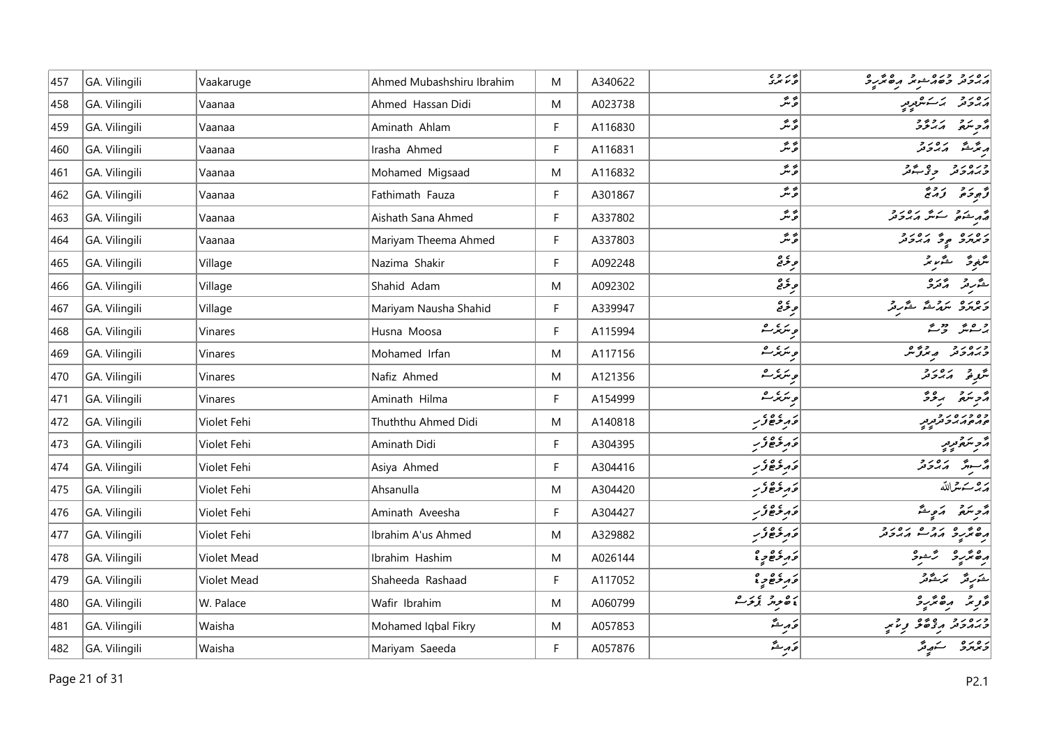| 457 | GA. Vilingili | Vaakaruge | Ahmed Mubashshiru Ibrahim | M | A340622 | ވާކަރުގެ | އަހްމަދު މުބައްޝިރު އިބްރާހީމް |
|---|---|---|---|---|---|---|---|
| 458 | GA. Vilingili | Vaanaa | Ahmed Hassan Didi | M | A023738 | ވާނާ | އަހްމަދު ހަސަންދީދީ |
| 459 | GA. Vilingili | Vaanaa | Aminath Ahlam | F | A116830 | ވާނާ | އާމިނަތު އަހްލާމް |
| 460 | GA. Vilingili | Vaanaa | Irasha Ahmed | F | A116831 | ވާނާ | އިރާޝާ އަހްމަދު |
| 461 | GA. Vilingili | Vaanaa | Mohamed Migsaad | M | A116832 | ވާނާ | މުހައްމަދު މިގްސާދު |
| 462 | GA. Vilingili | Vaanaa | Fathimath Fauza | F | A301867 | ވާނާ | ފާތިމަތު ފައުޒާ |
| 463 | GA. Vilingili | Vaanaa | Aishath Sana Ahmed | F | A337802 | ވާނާ | އާއިޝަތު ސަނާ އަހްމަދު |
| 464 | GA. Vilingili | Vaanaa | Mariyam Theema Ahmed | F | A337803 | ވާނާ | މަރިޔަމް ތީމާ އަހްމަދު |
| 465 | GA. Vilingili | Village | Nazima Shakir | F | A092248 | ވިލެޖް | ނާޒިމާ ޝާކިރު |
| 466 | GA. Vilingili | Village | Shahid Adam | M | A092302 | ވިލެޖް | ޝާހިދު އާދަމް |
| 467 | GA. Vilingili | Village | Mariyam Nausha Shahid | F | A339947 | ވިލެޖް | މަރިޔަމް ނައުޝާ ޝާހިދު |
| 468 | GA. Vilingili | Vinares | Husna Moosa | F | A115994 | ވިނަރެސް | ހުސްނާ މޫސާ |
| 469 | GA. Vilingili | Vinares | Mohamed Irfan | M | A117156 | ވިނަރެސް | މުހައްމަދު އިރުފާން |
| 470 | GA. Vilingili | Vinares | Nafiz Ahmed | M | A121356 | ވިނަރެސް | ނާފިޒު އަހްމަދު |
| 471 | GA. Vilingili | Vinares | Aminath Hilma | F | A154999 | ވިނަރެސް | އާމިނަތު ހިލްމާ |
| 472 | GA. Vilingili | Violet Fehi | Thuththu Ahmed Didi | M | A140818 | ވައިލެޓްފެހި | ތުއްތު އަހްމަދުދީދީ |
| 473 | GA. Vilingili | Violet Fehi | Aminath Didi | F | A304395 | ވައިލެޓްފެހި | އާމިނަތުދީދީ |
| 474 | GA. Vilingili | Violet Fehi | Asiya Ahmed | F | A304416 | ވައިލެޓްފެހި | އާސިޔާ އަހްމަދު |
| 475 | GA. Vilingili | Violet Fehi | Ahsanulla | M | A304420 | ވައިލެޓްފެހި | އަހްސަނުﷲ |
| 476 | GA. Vilingili | Violet Fehi | Aminath Aveesha | F | A304427 | ވައިލެޓްފެހި | އާމިނަތު އަވީޝާ |
| 477 | GA. Vilingili | Violet Fehi | Ibrahim A'us Ahmed | M | A329882 | ވައިލެޓްފެހި | އިބްރާހީމް އައުސް އަހްމަދު |
| 478 | GA. Vilingili | Violet Mead | Ibrahim Hashim | M | A026144 | ވައިލެޓްމީޑް | އިބްރާހީމް ހާޝިމް |
| 479 | GA. Vilingili | Violet Mead | Shaheeda Rashaad | F | A117052 | ވައިލެޓްމީޑް | ޝަހީދާ ރަޝާދު |
| 480 | GA. Vilingili | W. Palace | Wafir Ibrahim | M | A060799 | ޑަބްލިއު ޕެލަސް | ވާފިރު އިބްރާހީމް |
| 481 | GA. Vilingili | Waisha | Mohamed Iqbal Fikry | M | A057853 | ވައިޝާ | މުހައްމަދު އިގްބާލް ފިކްރީ |
| 482 | GA. Vilingili | Waisha | Mariyam Saeeda | F | A057876 | ވައިޝާ | މަރިޔަމް ސައީދާ |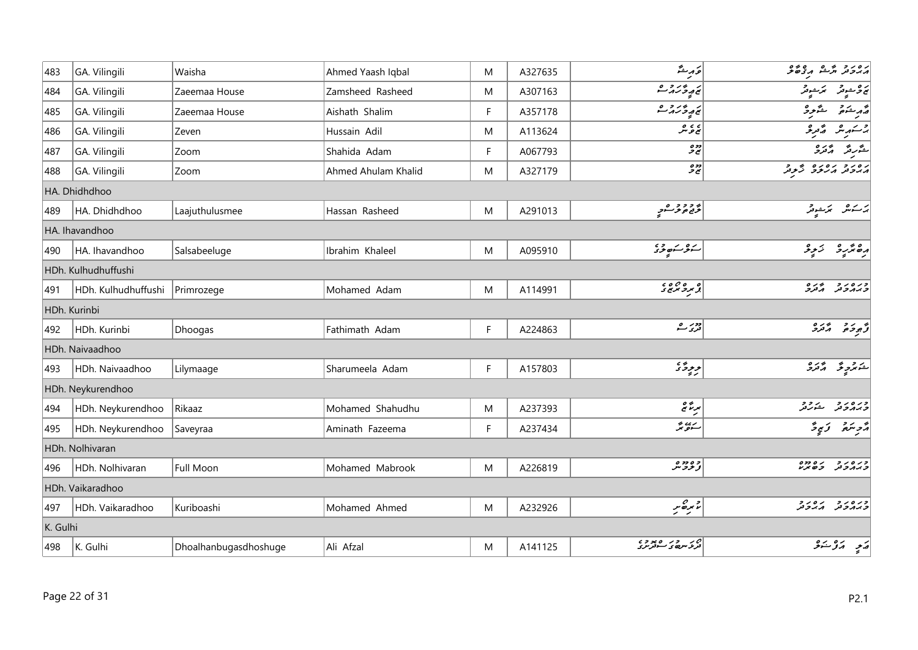| 483 | GA. Vilingili | Waisha | Ahmed Yaash Iqbal | M | A327635 | ޱައިޝާ | އަޙްމަދު ޔާށް އިޤްބާލް |
|---|---|---|---|---|---|---|---|
| 484 | GA. Vilingili | Zaeemaa House | Zamsheed Rasheed | M | A307163 | ޒައީމާހައުސް | ޒަމްޝީދު ރަޝީދު |
| 485 | GA. Vilingili | Zaeemaa House | Aishath Shalim | F | A357178 | ޒައީމާހައުސް | އާއިޝަތު ޝާލިމް |
| 486 | GA. Vilingili | Zeven | Hussain Adil | M | A113624 | ޒެވެން | ހުސައިން އާދިލް |
| 487 | GA. Vilingili | Zoom | Shahida Adam | F | A067793 | ޒޫމް | ޝާހިދާ އާދަމް |
| 488 | GA. Vilingili | Zoom | Ahmed Ahulam Khalid | M | A327179 | ޒޫމް | އަޙްމަދު އަހުލަމް ޚާލިދު |
| HA. Dhidhdhoo | | | | | | | |
| 489 | HA. Dhidhdhoo | Laajuthulusmee | Hassan Rasheed | M | A291013 | ލާޖުތުލުސްމީ | ހަސަން ރަޝީދު |
| HA. Ihavandhoo | | | | | | | |
| 490 | HA. Ihavandhoo | Salsabeeluge | Ibrahim Khaleel | M | A095910 | ސަލްސަބީލުގެ | އިބްރާހީމް ޚަލީލް |
| HDh. Kulhudhuffushi | | | | | | | |
| 491 | HDh. Kulhudhuffushi | Primrozege | Mohamed Adam | M | A114991 |ޕްރިމްރޯޒްގެ | މުޙައްމަދު އާދަމް |
| HDh. Kurinbi | | | | | | | |
| 492 | HDh. Kurinbi | Dhoogas | Fathimath Adam | F | A224863 | ދޫގަސް | ފާތިމަތު އާދަމް |
| HDh. Naivaadhoo | | | | | | | |
| 493 | HDh. Naivaadhoo | Lilymaage | Sharumeela Adam | F | A157803 | ލިލީމާގެ | ޝަރުމީލާ އާދަމް |
| HDh. Neykurendhoo | | | | | | | |
| 494 | HDh. Neykurendhoo | Rikaaz | Mohamed Shahudhu | M | A237393 | ރިކާޒް | މުޙައްމަދު ޝަހުދު |
| 495 | HDh. Neykurendhoo | Saveyraa | Aminath Fazeema | F | A237434 | ސަވޭރާ | އާމިނަތު ފަޒީމާ |
| HDh. Nolhivaran | | | | | | | |
| 496 | HDh. Nolhivaran | Full Moon | Mohamed Mabrook | M | A226819 | ފުލްމޫން | މުޙައްމަދު މަބްރޫކް |
| HDh. Vaikaradhoo | | | | | | | |
| 497 | HDh. Vaikaradhoo | Kuriboashi | Mohamed Ahmed | M | A232926 | ކުރިބޯށި | މުޙައްމަދު އަޙްމަދު |
| K. Gulhi | | | | | | | |
| 498 | K. Gulhi | Dhoalhanbugasdhoshuge | Ali Afzal | M | A141125 | ދޯޅަނބުގަސްދޮށުގެ | އަލި އަފްޟަލް |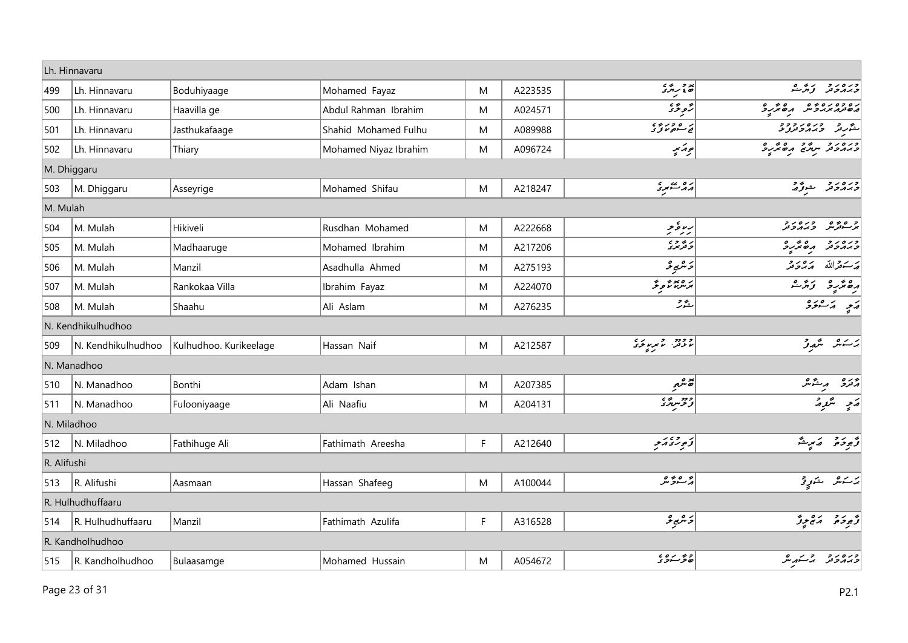| | | | | | | | |
|---|---|---|---|---|---|---|---|
| **Lh. Hinnavaru** | | | | | | | |
| 499 | Lh. Hinnavaru | Boduhiyaage | Mohamed Fayaz | M | A223535 | ބޮޑުހިޔާގެ | މުހައްމަދު ފައްޔާޒް |
| 500 | Lh. Hinnavaru | Haavilla ge | Abdul Rahman Ibrahim | M | A024571 | ހާވިލާގެ | އަބްދުއްރަޙްމާން އިބްރާހީމް |
| 501 | Lh. Hinnavaru | Jasthukafaage | Shahid Mohamed Fulhu | M | A089988 | ޖަސްތުކަފާގެ | ޝާހިދު މުހައްމަދުފުޅު |
| 502 | Lh. Hinnavaru | Thiary | Mohamed Niyaz Ibrahim | M | A096724 | ތިއަރީ | މުހައްމަދު ނިޔާޒު އިބްރާހީމް |
| **M. Dhiggaru** | | | | | | | |
| 503 | M. Dhiggaru | Asseyrige | Mohamed Shifau | M | A218247 | އައްސޭރިގެ | މުހައްމަދު ޝިފާއު |
| **M. Mulah** | | | | | | | |
| 504 | M. Mulah | Hikiveli | Rusdhan Mohamed | M | A222668 | ހިކިވެލި | ރުސްދާން މުހައްމަދު |
| 505 | M. Mulah | Madhaaruge | Mohamed Ibrahim | M | A217206 | މަދާރުގެ | މުހައްމަދު އިބްރާހީމް |
| 506 | M. Mulah | Manzil | Asadhulla Ahmed | M | A275193 | މަންޒިލް | އަސަދުﷲ އަހުމަދު |
| 507 | M. Mulah | Rankokaa Villa | Ibrahim Fayaz | M | A224070 | ރަންކޮކާވިލާ | އިބްރާހީމް ފައްޔާޒް |
| 508 | M. Mulah | Shaahu | Ali Aslam | M | A276235 | ޝާހު | އަލި އަސްލަމް |
| **N. Kendhikulhudhoo** | | | | | | | |
| 509 | N. Kendhikulhudhoo | Kulhudhoo. Kurikeelage | Hassan Naif | M | A212587 | ކުޅުދޫ. ކުރިކީލަގެ | ހަސަން ނާއިފު |
| **N. Manadhoo** | | | | | | | |
| 510 | N. Manadhoo | Bonthi | Adam Ishan | M | A207385 | ބޮންތި | އާދަމް އިޝާން |
| 511 | N. Manadhoo | Fulooniyaage | Ali Naafiu | M | A204131 | ފުލޫނިޔާގެ | އަލި ނާފިއު |
| **N. Miladhoo** | | | | | | | |
| 512 | N. Miladhoo | Fathihuge Ali | Fathimath Areesha | F | A212640 | ފަތިހުގެއަލި | ފާތިމަތު އަރީޝާ |
| **R. Alifushi** | | | | | | | |
| 513 | R. Alifushi | Aasmaan | Hassan Shafeeg | M | A100044 | އާސްމާން | ހަސަން ޝަފީގު |
| **R. Hulhudhuffaaru** | | | | | | | |
| 514 | R. Hulhudhuffaaru | Manzil | Fathimath Azulifa | F | A316528 | މަންޒިލް | ފާތިމަތު އަޒުލިފާ |
| **R. Kandholhudhoo** | | | | | | | |
| 515 | R. Kandholhudhoo | Bulaasamge | Mohamed Hussain | M | A054672 | ބުލާސަމްގެ | މުހައްމަދު ހުސައިން |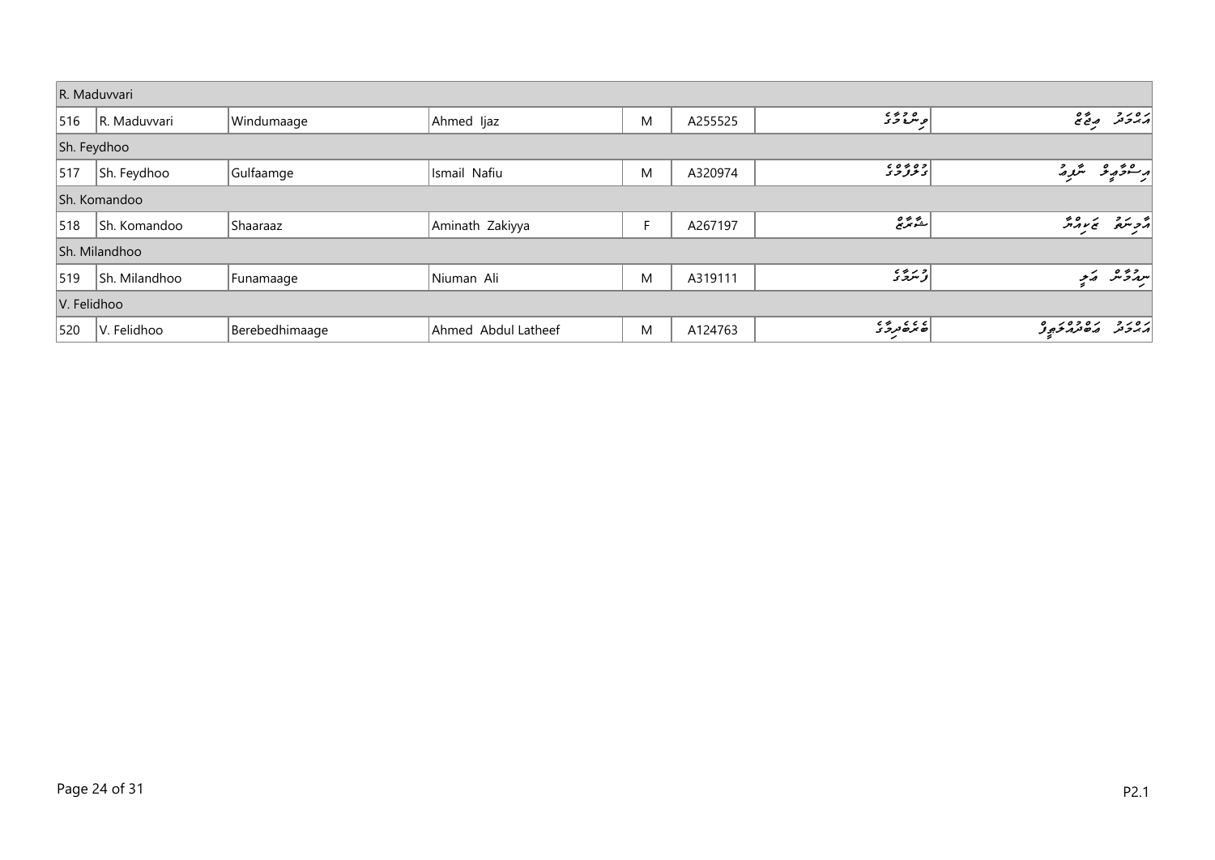| | | | | | | | |
|---|---|---|---|---|---|---|---|
| R. Maduvvari | | | | | | | |
| 516 | R. Maduvvari | Windumaage | Ahmed Ijaz | M | A255525 | ވިންދުމާގެ | އަހުމަދު އިޖާޒް |
| Sh. Feydhoo | | | | | | | |
| 517 | Sh. Feydhoo | Gulfaamge | Ismail Nafiu | M | A320974 | ގުލްފާމްގެ | އިސްމާއީލް ނާފިއު |
| Sh. Komandoo | | | | | | | |
| 518 | Sh. Komandoo | Shaaraaz | Aminath Zakiyya | F | A267197 | ޝާރާޒް | އާމިނަތު ޒަކިއްޔާ |
| Sh. Milandhoo | | | | | | | |
| 519 | Sh. Milandhoo | Funamaage | Niuman Ali | M | A319111 | ފުނަމާގެ | ނިއުމާން އަލި |
| V. Felidhoo | | | | | | | |
| 520 | V. Felidhoo | Berebedhimaage | Ahmed Abdul Latheef | M | A124763 | ބެރެބެދިމާގެ | އަހުމަދު އަބްދުއްލަޠީފް |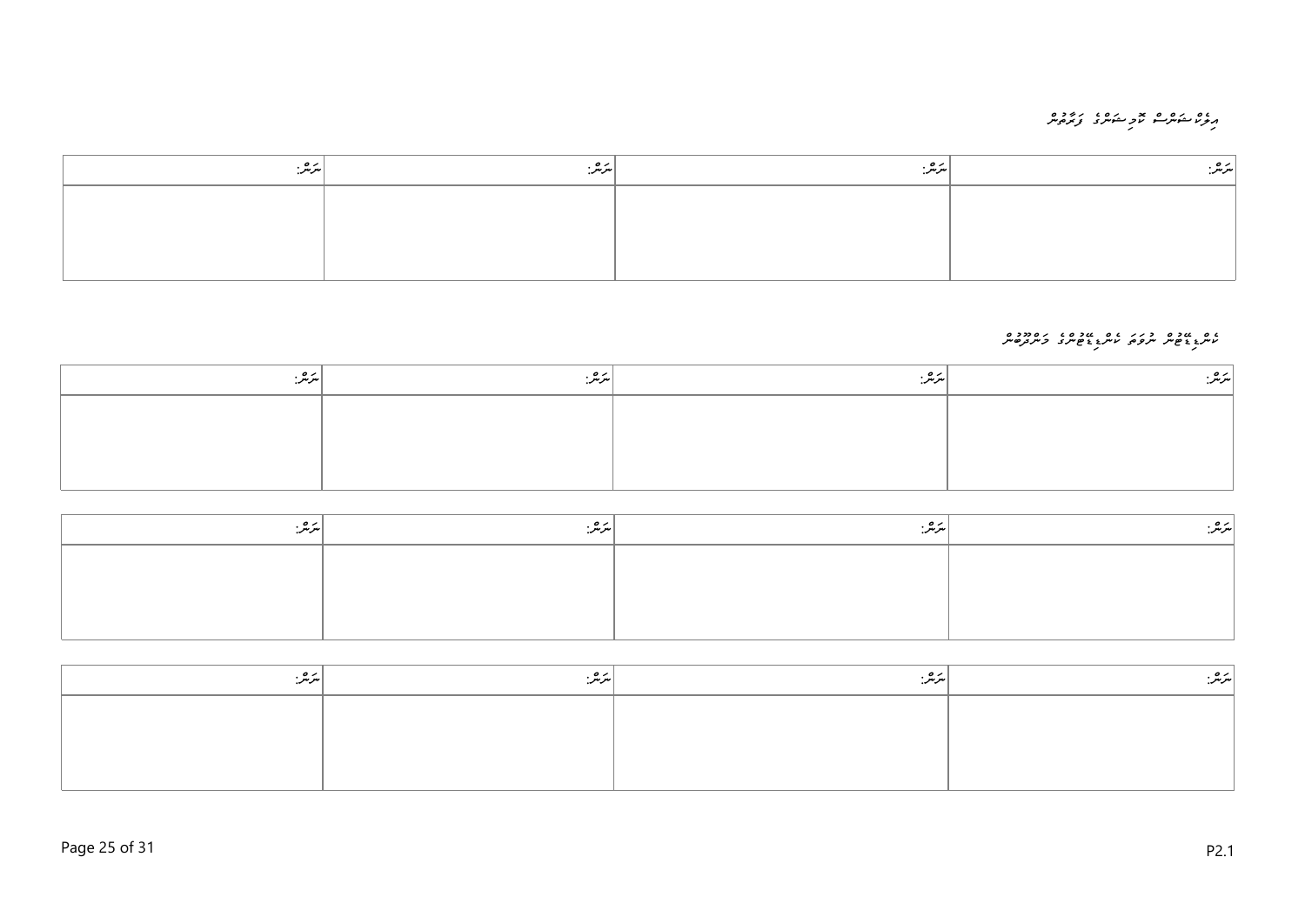# ދިވެހިބަސްރާއްޖޭގެ ފަހަރުގައި ކޮލަމްތަކުގެ ނަމުގަޔާލު

| ނަަން: | ނަަން: | ނަަން: | ނަަން: |
|---|---|---|---|
| | | | |

## އަންގާފައިވާ ކުރުވައިއެރުވުމާއި ބަޔަކު ފެހީގައި

| ނަަން: | ނަަން: | ނަަން: | ނަަން: |
|---|---|---|---|
| | | | |

| ނަަން: | ނަަން: | ނަަން: | ނަަން: |
|---|---|---|---|
| | | | |

| ނަަން: | ނަަން: | ނަަން: | ނަަން: |
|---|---|---|---|
| | | | |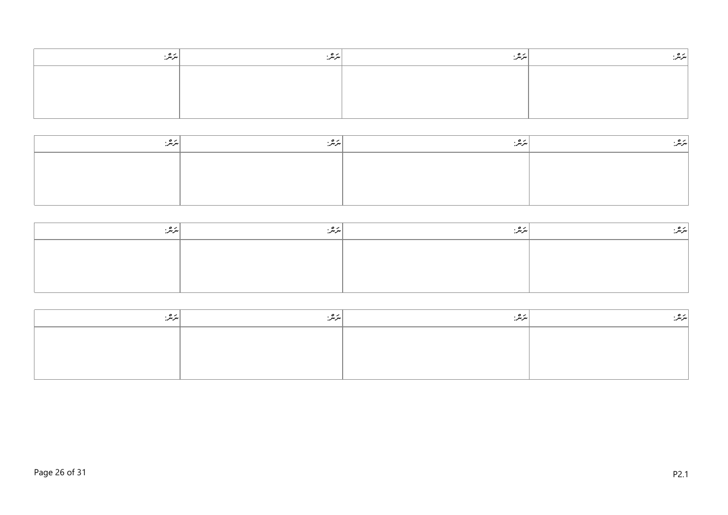| ނަރުދ: | ނަރުދ: | ނަރުދ: | ނަރުދ: |
| --- | --- | --- | --- |
| | | | |

| ނަރުދ: | ނަރުދ: | ނަރުދ: | ނަރުދ: |
| --- | --- | --- | --- |
| | | | |

| ނަރުދ: | ނަރުދ: | ނަރުދ: | ނަރުދ: |
| --- | --- | --- | --- |
| | | | |

| ނަރުދ: | ނަރުދ: | ނަރުދ: | ނަރުދ: |
| --- | --- | --- | --- |
| | | | |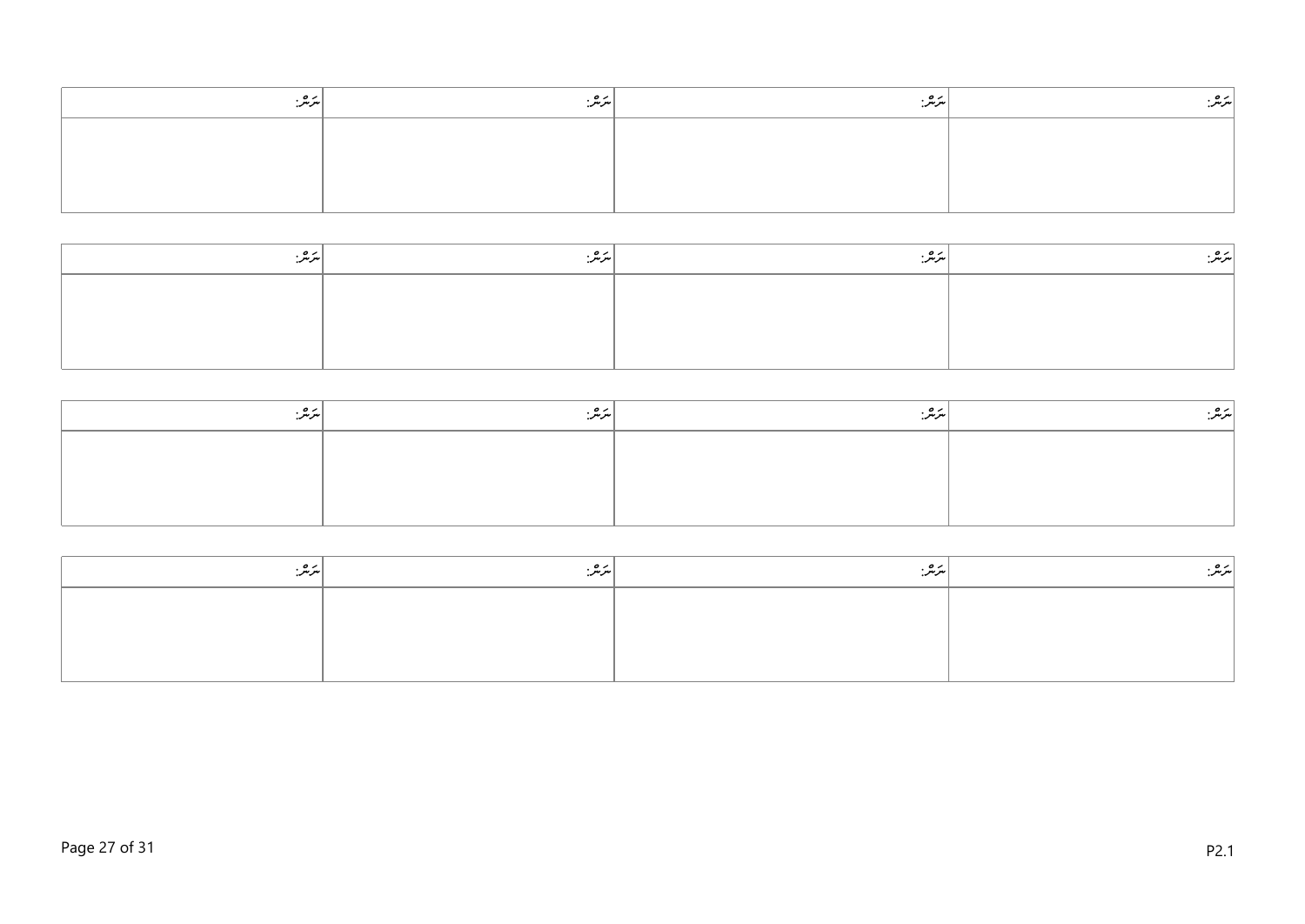| ނަރު: | ނަރު: | ނަރު: | ނަރު: |
| --- | --- | --- | --- |
| | | | |

| ނަރު: | ނަރު: | ނަރު: | ނަރު: |
| --- | --- | --- | --- |
| | | | |

| ނަރު: | ނަރު: | ނަރު: | ނަރު: |
| --- | --- | --- | --- |
| | | | |

| ނަރު: | ނަރު: | ނަރު: | ނަރު: |
| --- | --- | --- | --- |
| | | | |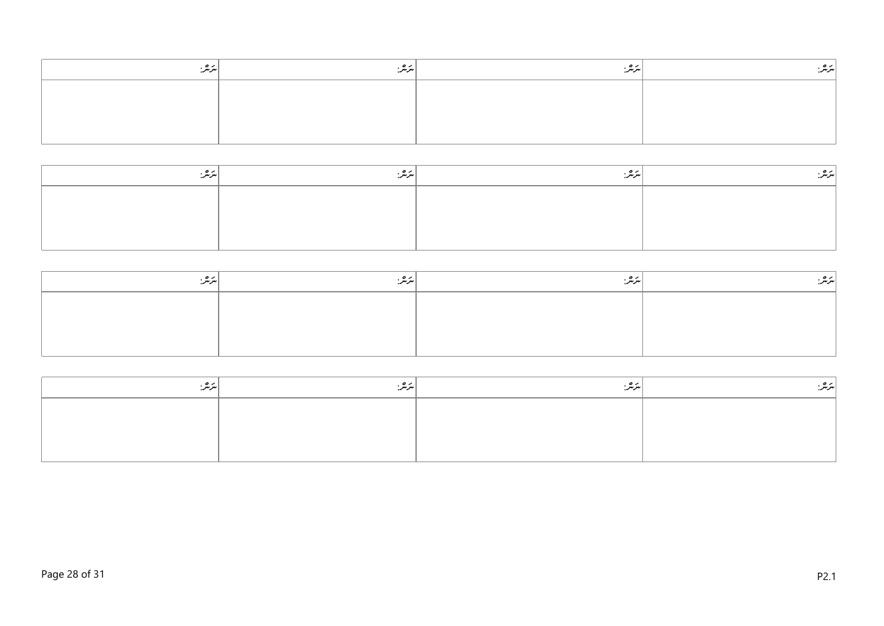| ނަރަށް: | ނަރަށް: | ނަރަށް: | ނަރަށް: |
| --- | --- | --- | --- |
| | | | |

| ނަރަށް: | ނަރަށް: | ނަރަށް: | ނަރަށް: |
| --- | --- | --- | --- |
| | | | |

| ނަރަށް: | ނަރަށް: | ނަރަށް: | ނަރަށް: |
| --- | --- | --- | --- |
| | | | |

| ނަރަށް: | ނަރަށް: | ނަރަށް: | ނަރަށް: |
| --- | --- | --- | --- |
| | | | |

P2.1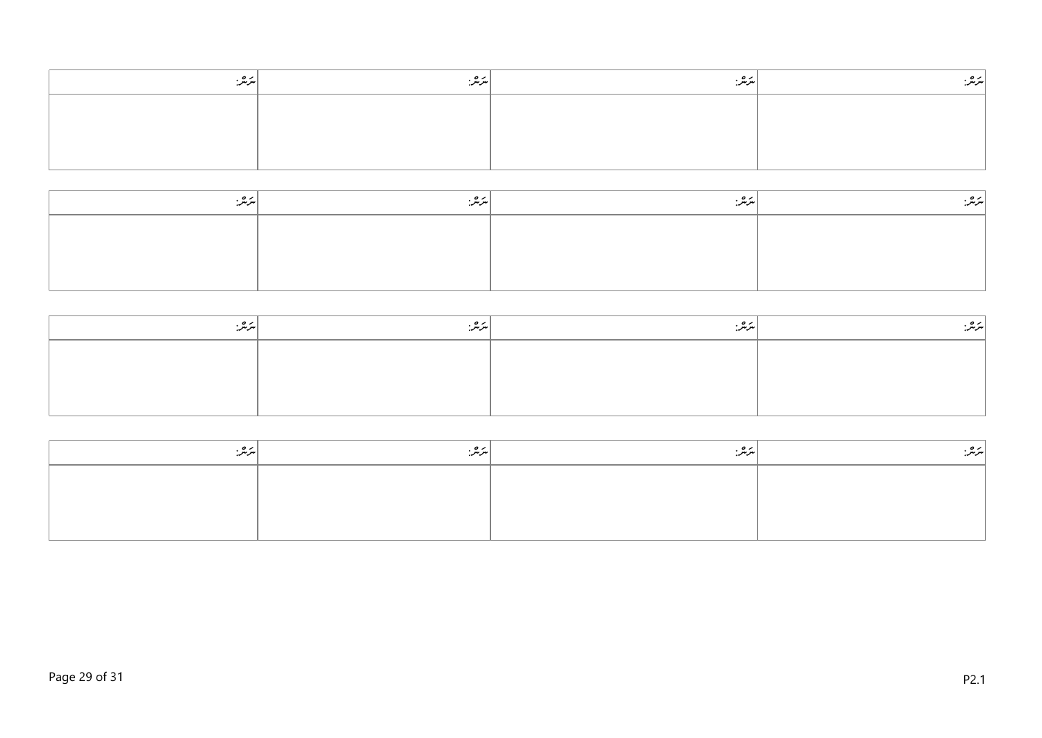| ނަރުދ: | ނަރުދ: | ނަރުދ: | ނަރުދ: |
| --- | --- | --- | --- |
| | | | |

| ނަރުދ: | ނަރުދ: | ނަރުދ: | ނަރުދ: |
| --- | --- | --- | --- |
| | | | |

| ނަރުދ: | ނަރުދ: | ނަރުދ: | ނަރުދ: |
| --- | --- | --- | --- |
| | | | |

| ނަރުދ: | ނަރުދ: | ނަރުދ: | ނަރުދ: |
| --- | --- | --- | --- |
| | | | |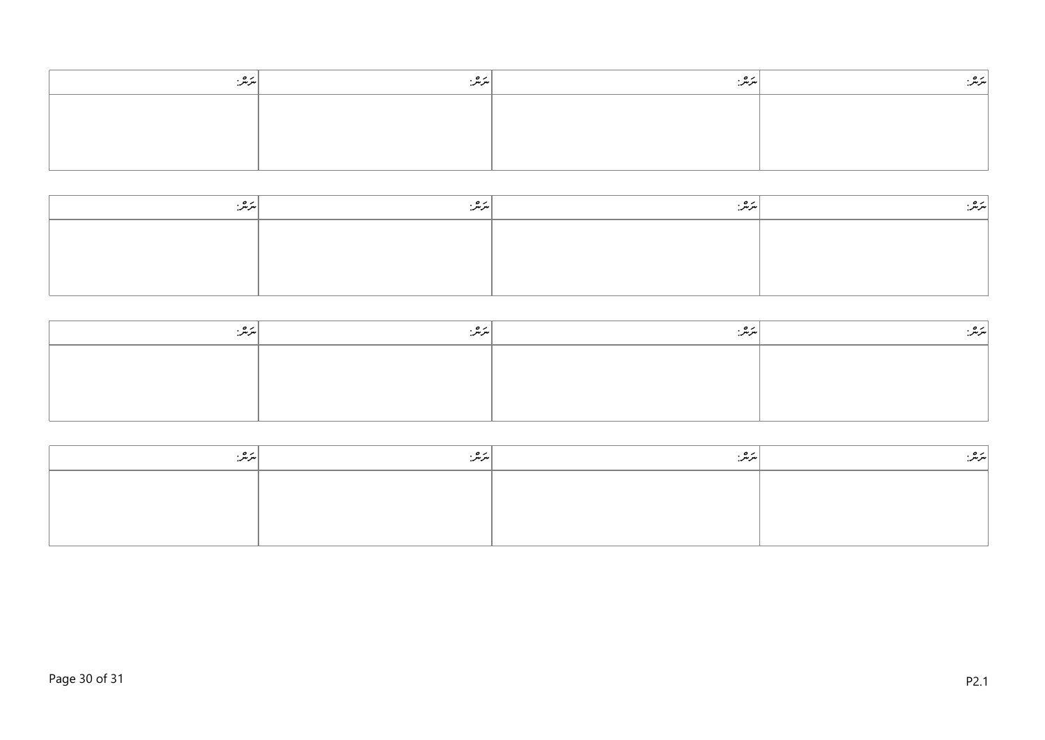| ނަރުދ: | ނަރުދ: | ނަރުދ: | ނަރުދ: |
| --- | --- | --- | --- |
| | | | |

| ނަރުދ: | ނަރުދ: | ނަރުދ: | ނަރުދ: |
| --- | --- | --- | --- |
| | | | |

| ނަރުދ: | ނަރުދ: | ނަރުދ: | ނަރުދ: |
| --- | --- | --- | --- |
| | | | |

| ނަރުދ: | ނަރުދ: | ނަރުދ: | ނަރުދ: |
| --- | --- | --- | --- |
| | | | |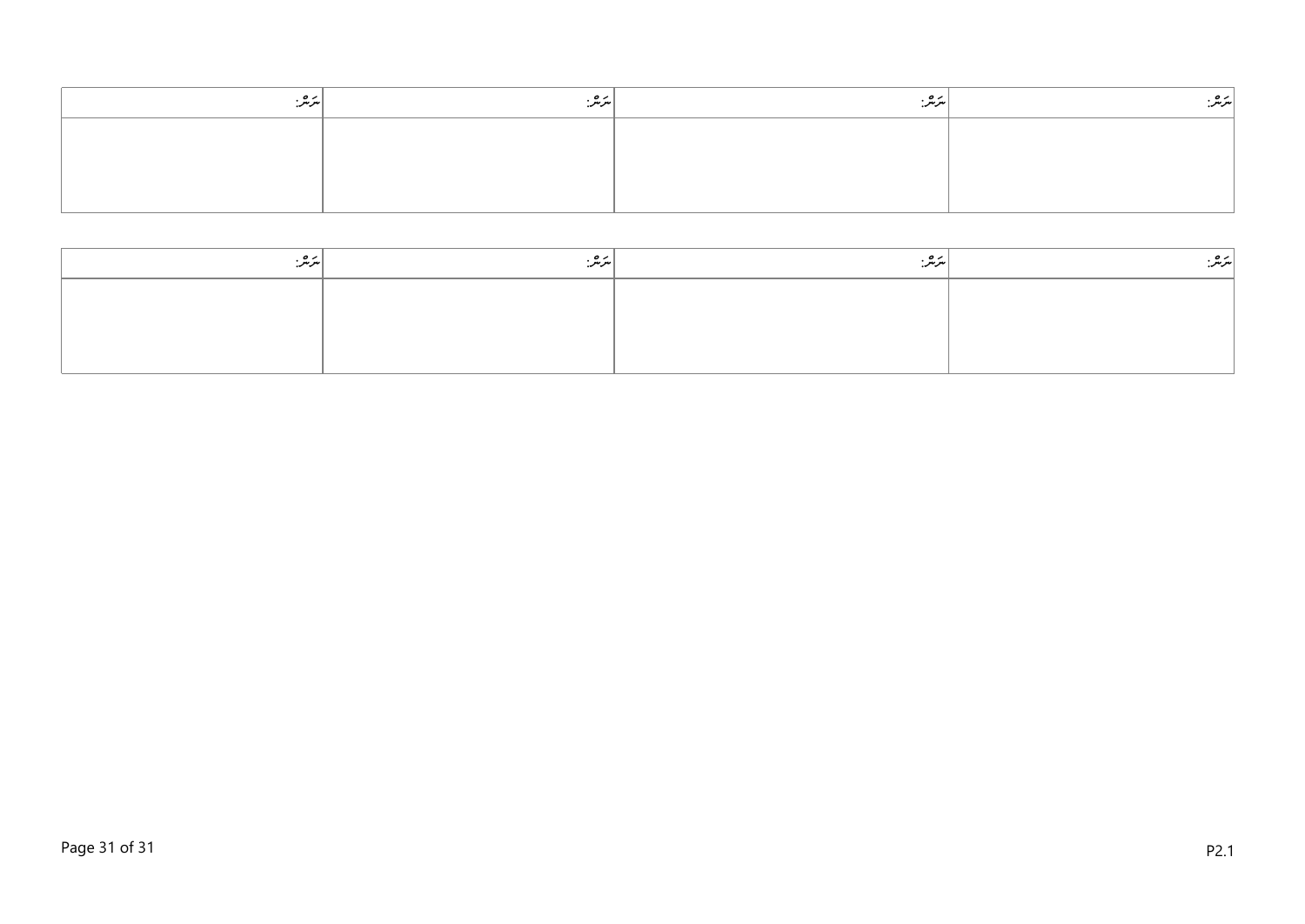| ނަންބަރު: | ނަންބަރު: | ނަންބަރު: | ނަންބަރު: |
| --- | --- | --- | --- |
| | | | |

| ނަންބަރު: | ނަންބަރު: | ނަންބަރު: | ނަންބަރު: |
| --- | --- | --- | --- |
| | | | |